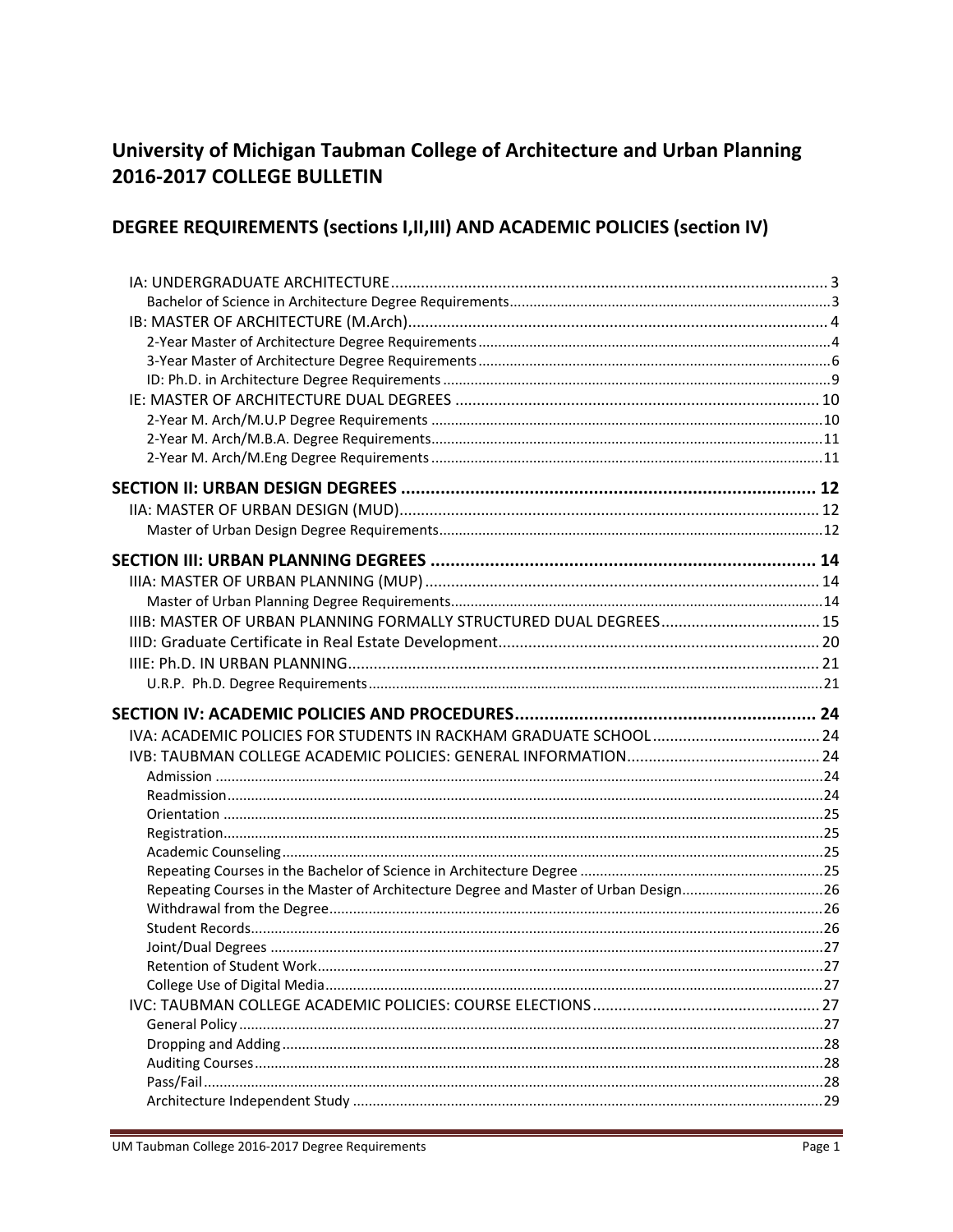# University of Michigan Taubman College of Architecture and Urban Planning 2016-2017 COLLEGE BULLETIN

## DEGREE REQUIREMENTS (sections I,II,III) AND ACADEMIC POLICIES (section IV)

- IA: UNDERGRADUATE ARCHITECTURE ..... 3
  - Bachelor of Science in Architecture Degree Requirements ..... 3
- IB: MASTER OF ARCHITECTURE (M.Arch) ..... 4
  - 2-Year Master of Architecture Degree Requirements ..... 4
  - 3-Year Master of Architecture Degree Requirements ..... 6
  - ID: Ph.D. in Architecture Degree Requirements ..... 9
- IE: MASTER OF ARCHITECTURE DUAL DEGREES ..... 10
  - 2-Year M. Arch/M.U.P Degree Requirements ..... 10
  - 2-Year M. Arch/M.B.A. Degree Requirements ..... 11
  - 2-Year M. Arch/M.Eng Degree Requirements ..... 11

**SECTION II: URBAN DESIGN DEGREES ..... 12**

- IIA: MASTER OF URBAN DESIGN (MUD) ..... 12
  - Master of Urban Design Degree Requirements ..... 12

**SECTION III: URBAN PLANNING DEGREES ..... 14**

- IIIA: MASTER OF URBAN PLANNING (MUP) ..... 14
  - Master of Urban Planning Degree Requirements ..... 14
- IIIB: MASTER OF URBAN PLANNING FORMALLY STRUCTURED DUAL DEGREES ..... 15
- IIID: Graduate Certificate in Real Estate Development ..... 20
- IIIE: Ph.D. IN URBAN PLANNING ..... 21
  - U.R.P. Ph.D. Degree Requirements ..... 21

**SECTION IV: ACADEMIC POLICIES AND PROCEDURES ..... 24**

- IVA: ACADEMIC POLICIES FOR STUDENTS IN RACKHAM GRADUATE SCHOOL ..... 24
- IVB: TAUBMAN COLLEGE ACADEMIC POLICIES: GENERAL INFORMATION ..... 24
  - Admission ..... 24
  - Readmission ..... 24
  - Orientation ..... 25
  - Registration ..... 25
  - Academic Counseling ..... 25
  - Repeating Courses in the Bachelor of Science in Architecture Degree ..... 25
  - Repeating Courses in the Master of Architecture Degree and Master of Urban Design ..... 26
  - Withdrawal from the Degree ..... 26
  - Student Records ..... 26
  - Joint/Dual Degrees ..... 27
  - Retention of Student Work ..... 27
  - College Use of Digital Media ..... 27
- IVC: TAUBMAN COLLEGE ACADEMIC POLICIES: COURSE ELECTIONS ..... 27
  - General Policy ..... 27
  - Dropping and Adding ..... 28
  - Auditing Courses ..... 28
  - Pass/Fail ..... 28
  - Architecture Independent Study ..... 29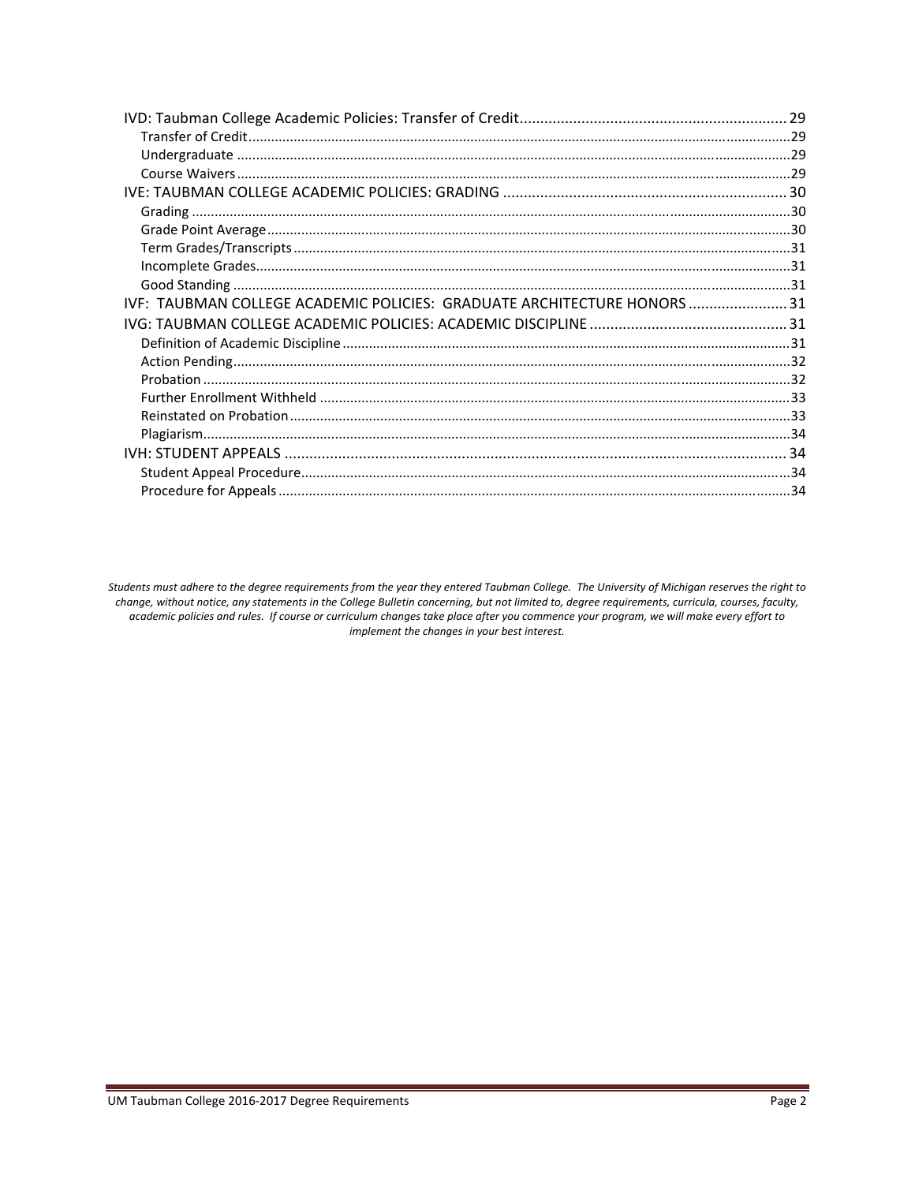IVD: Taubman College Academic Policies: Transfer of Credit ........ 29
- Transfer of Credit ........ 29
- Undergraduate ........ 29
- Course Waivers ........ 29

IVE: TAUBMAN COLLEGE ACADEMIC POLICIES: GRADING ........ 30
- Grading ........ 30
- Grade Point Average ........ 30
- Term Grades/Transcripts ........ 31
- Incomplete Grades ........ 31
- Good Standing ........ 31

IVF: TAUBMAN COLLEGE ACADEMIC POLICIES: GRADUATE ARCHITECTURE HONORS ........ 31

IVG: TAUBMAN COLLEGE ACADEMIC POLICIES: ACADEMIC DISCIPLINE ........ 31
- Definition of Academic Discipline ........ 31
- Action Pending ........ 32
- Probation ........ 32
- Further Enrollment Withheld ........ 33
- Reinstated on Probation ........ 33
- Plagiarism ........ 34

IVH: STUDENT APPEALS ........ 34
- Student Appeal Procedure ........ 34
- Procedure for Appeals ........ 34

*Students must adhere to the degree requirements from the year they entered Taubman College. The University of Michigan reserves the right to change, without notice, any statements in the College Bulletin concerning, but not limited to, degree requirements, curricula, courses, faculty, academic policies and rules. If course or curriculum changes take place after you commence your program, we will make every effort to implement the changes in your best interest.*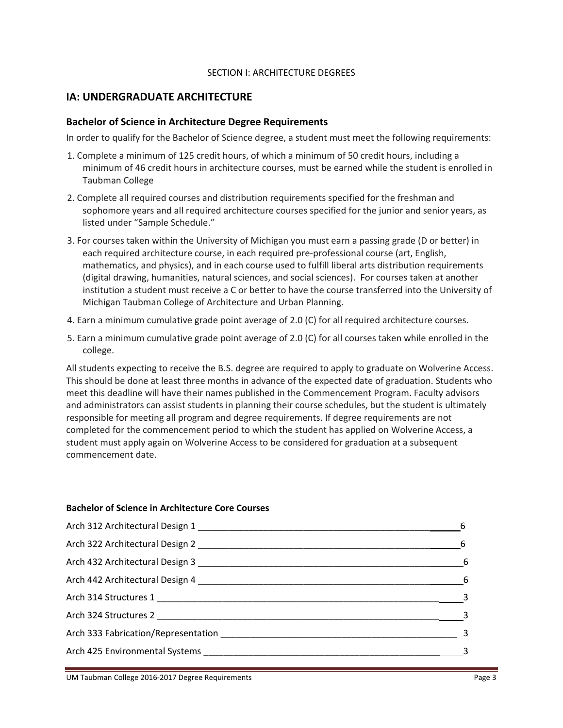SECTION I: ARCHITECTURE DEGREES

## IA: UNDERGRADUATE ARCHITECTURE

### Bachelor of Science in Architecture Degree Requirements

In order to qualify for the Bachelor of Science degree, a student must meet the following requirements:

1. Complete a minimum of 125 credit hours, of which a minimum of 50 credit hours, including a minimum of 46 credit hours in architecture courses, must be earned while the student is enrolled in Taubman College
2. Complete all required courses and distribution requirements specified for the freshman and sophomore years and all required architecture courses specified for the junior and senior years, as listed under "Sample Schedule."
3. For courses taken within the University of Michigan you must earn a passing grade (D or better) in each required architecture course, in each required pre-professional course (art, English, mathematics, and physics), and in each course used to fulfill liberal arts distribution requirements (digital drawing, humanities, natural sciences, and social sciences). For courses taken at another institution a student must receive a C or better to have the course transferred into the University of Michigan Taubman College of Architecture and Urban Planning.
4. Earn a minimum cumulative grade point average of 2.0 (C) for all required architecture courses.
5. Earn a minimum cumulative grade point average of 2.0 (C) for all courses taken while enrolled in the college.

All students expecting to receive the B.S. degree are required to apply to graduate on Wolverine Access. This should be done at least three months in advance of the expected date of graduation. Students who meet this deadline will have their names published in the Commencement Program. Faculty advisors and administrators can assist students in planning their course schedules, but the student is ultimately responsible for meeting all program and degree requirements. If degree requirements are not completed for the commencement period to which the student has applied on Wolverine Access, a student must apply again on Wolverine Access to be considered for graduation at a subsequent commencement date.

**Bachelor of Science in Architecture Core Courses**

| Course | Credits |
|---|---|
| Arch 312 Architectural Design 1 | 6 |
| Arch 322 Architectural Design 2 | 6 |
| Arch 432 Architectural Design 3 | 6 |
| Arch 442 Architectural Design 4 | 6 |
| Arch 314 Structures 1 | 3 |
| Arch 324 Structures 2 | 3 |
| Arch 333 Fabrication/Representation | 3 |
| Arch 425 Environmental Systems | 3 |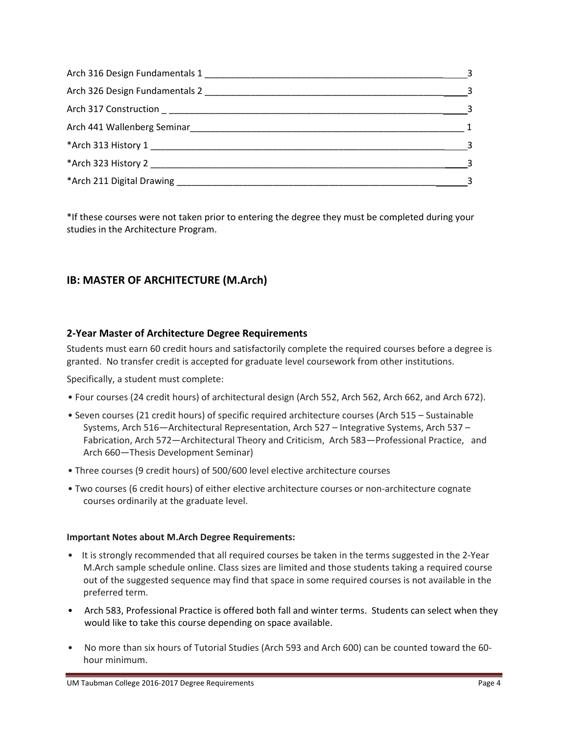| Course | Credits |
|---|---|
| Arch 316 Design Fundamentals 1 | 3 |
| Arch 326 Design Fundamentals 2 | 3 |
| Arch 317 Construction | 3 |
| Arch 441 Wallenberg Seminar | 1 |
| *Arch 313 History 1 | 3 |
| *Arch 323 History 2 | 3 |
| *Arch 211 Digital Drawing | 3 |

*If these courses were not taken prior to entering the degree they must be completed during your studies in the Architecture Program.

## IB: MASTER OF ARCHITECTURE (M.Arch)

### 2-Year Master of Architecture Degree Requirements

Students must earn 60 credit hours and satisfactorily complete the required courses before a degree is granted. No transfer credit is accepted for graduate level coursework from other institutions.

Specifically, a student must complete:

- Four courses (24 credit hours) of architectural design (Arch 552, Arch 562, Arch 662, and Arch 672).
- Seven courses (21 credit hours) of specific required architecture courses (Arch 515 – Sustainable Systems, Arch 516—Architectural Representation, Arch 527 – Integrative Systems, Arch 537 – Fabrication, Arch 572—Architectural Theory and Criticism, Arch 583—Professional Practice, and Arch 660—Thesis Development Seminar)
- Three courses (9 credit hours) of 500/600 level elective architecture courses
- Two courses (6 credit hours) of either elective architecture courses or non-architecture cognate courses ordinarily at the graduate level.

#### Important Notes about M.Arch Degree Requirements:

- It is strongly recommended that all required courses be taken in the terms suggested in the 2-Year M.Arch sample schedule online. Class sizes are limited and those students taking a required course out of the suggested sequence may find that space in some required courses is not available in the preferred term.
- Arch 583, Professional Practice is offered both fall and winter terms. Students can select when they would like to take this course depending on space available.
- No more than six hours of Tutorial Studies (Arch 593 and Arch 600) can be counted toward the 60-hour minimum.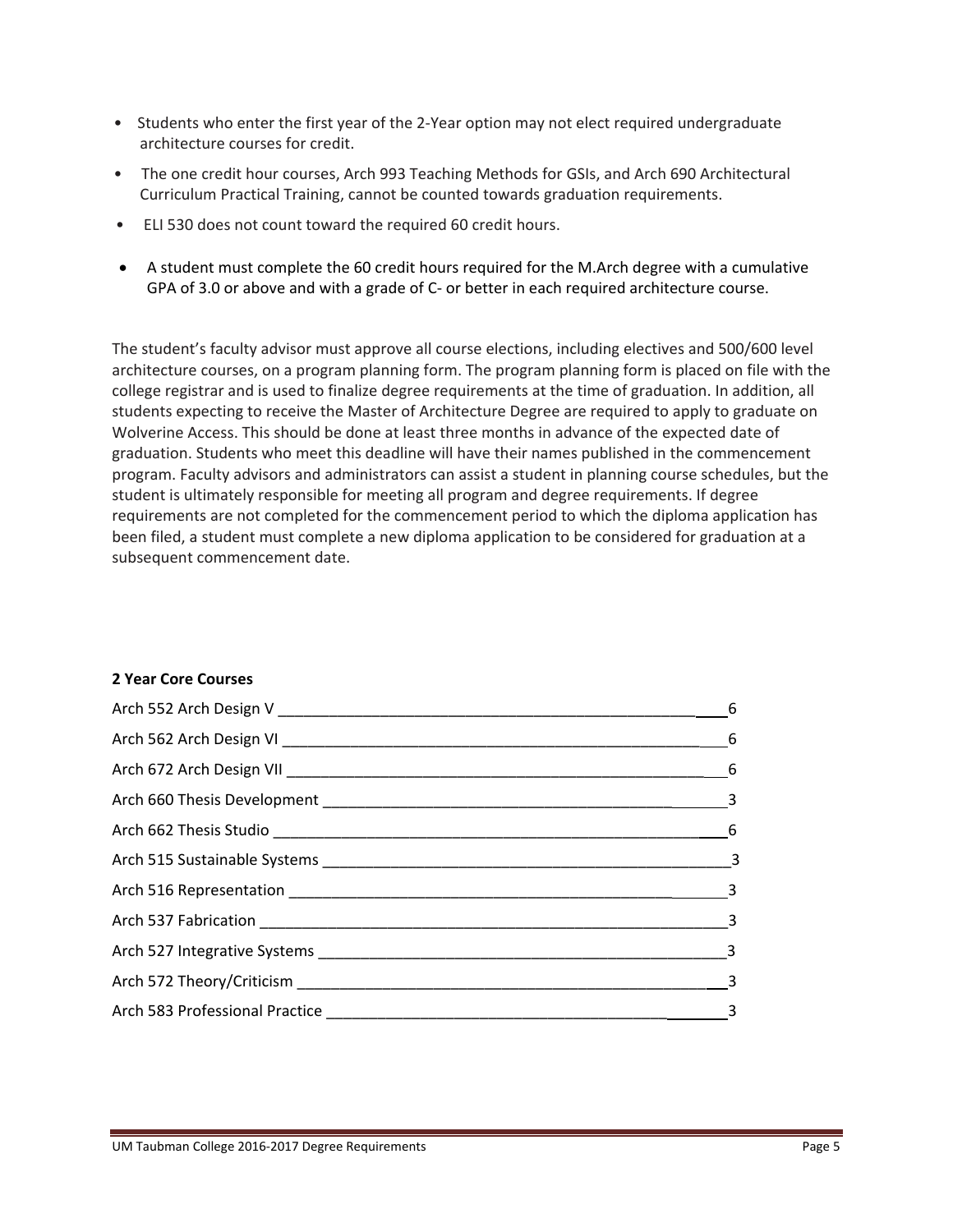- Students who enter the first year of the 2-Year option may not elect required undergraduate architecture courses for credit.
- The one credit hour courses, Arch 993 Teaching Methods for GSIs, and Arch 690 Architectural Curriculum Practical Training, cannot be counted towards graduation requirements.
- ELI 530 does not count toward the required 60 credit hours.
- A student must complete the 60 credit hours required for the M.Arch degree with a cumulative GPA of 3.0 or above and with a grade of C- or better in each required architecture course.

The student's faculty advisor must approve all course elections, including electives and 500/600 level architecture courses, on a program planning form. The program planning form is placed on file with the college registrar and is used to finalize degree requirements at the time of graduation. In addition, all students expecting to receive the Master of Architecture Degree are required to apply to graduate on Wolverine Access. This should be done at least three months in advance of the expected date of graduation. Students who meet this deadline will have their names published in the commencement program. Faculty advisors and administrators can assist a student in planning course schedules, but the student is ultimately responsible for meeting all program and degree requirements. If degree requirements are not completed for the commencement period to which the diploma application has been filed, a student must complete a new diploma application to be considered for graduation at a subsequent commencement date.

**2 Year Core Courses**

| Course | Credits |
|---|---|
| Arch 552 Arch Design V | 6 |
| Arch 562 Arch Design VI | 6 |
| Arch 672 Arch Design VII | 6 |
| Arch 660 Thesis Development | 3 |
| Arch 662 Thesis Studio | 6 |
| Arch 515 Sustainable Systems | 3 |
| Arch 516 Representation | 3 |
| Arch 537 Fabrication | 3 |
| Arch 527 Integrative Systems | 3 |
| Arch 572 Theory/Criticism | 3 |
| Arch 583 Professional Practice | 3 |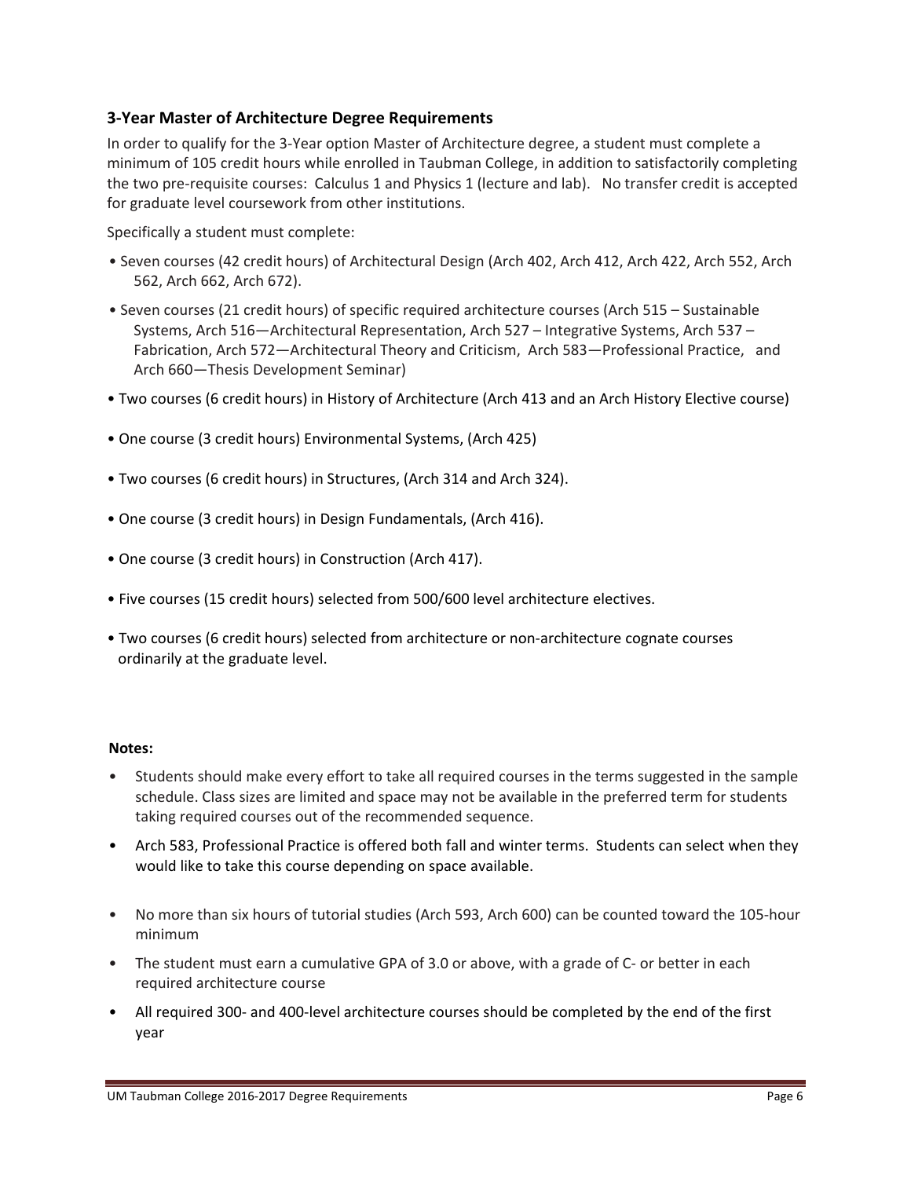### 3-Year Master of Architecture Degree Requirements

In order to qualify for the 3-Year option Master of Architecture degree, a student must complete a minimum of 105 credit hours while enrolled in Taubman College, in addition to satisfactorily completing the two pre-requisite courses: Calculus 1 and Physics 1 (lecture and lab). No transfer credit is accepted for graduate level coursework from other institutions.

Specifically a student must complete:

- Seven courses (42 credit hours) of Architectural Design (Arch 402, Arch 412, Arch 422, Arch 552, Arch 562, Arch 662, Arch 672).
- Seven courses (21 credit hours) of specific required architecture courses (Arch 515 – Sustainable Systems, Arch 516—Architectural Representation, Arch 527 – Integrative Systems, Arch 537 – Fabrication, Arch 572—Architectural Theory and Criticism, Arch 583—Professional Practice, and Arch 660—Thesis Development Seminar)
- Two courses (6 credit hours) in History of Architecture (Arch 413 and an Arch History Elective course)
- One course (3 credit hours) Environmental Systems, (Arch 425)
- Two courses (6 credit hours) in Structures, (Arch 314 and Arch 324).
- One course (3 credit hours) in Design Fundamentals, (Arch 416).
- One course (3 credit hours) in Construction (Arch 417).
- Five courses (15 credit hours) selected from 500/600 level architecture electives.
- Two courses (6 credit hours) selected from architecture or non-architecture cognate courses ordinarily at the graduate level.

**Notes:**

- Students should make every effort to take all required courses in the terms suggested in the sample schedule. Class sizes are limited and space may not be available in the preferred term for students taking required courses out of the recommended sequence.
- Arch 583, Professional Practice is offered both fall and winter terms. Students can select when they would like to take this course depending on space available.
- No more than six hours of tutorial studies (Arch 593, Arch 600) can be counted toward the 105-hour minimum
- The student must earn a cumulative GPA of 3.0 or above, with a grade of C- or better in each required architecture course
- All required 300- and 400-level architecture courses should be completed by the end of the first year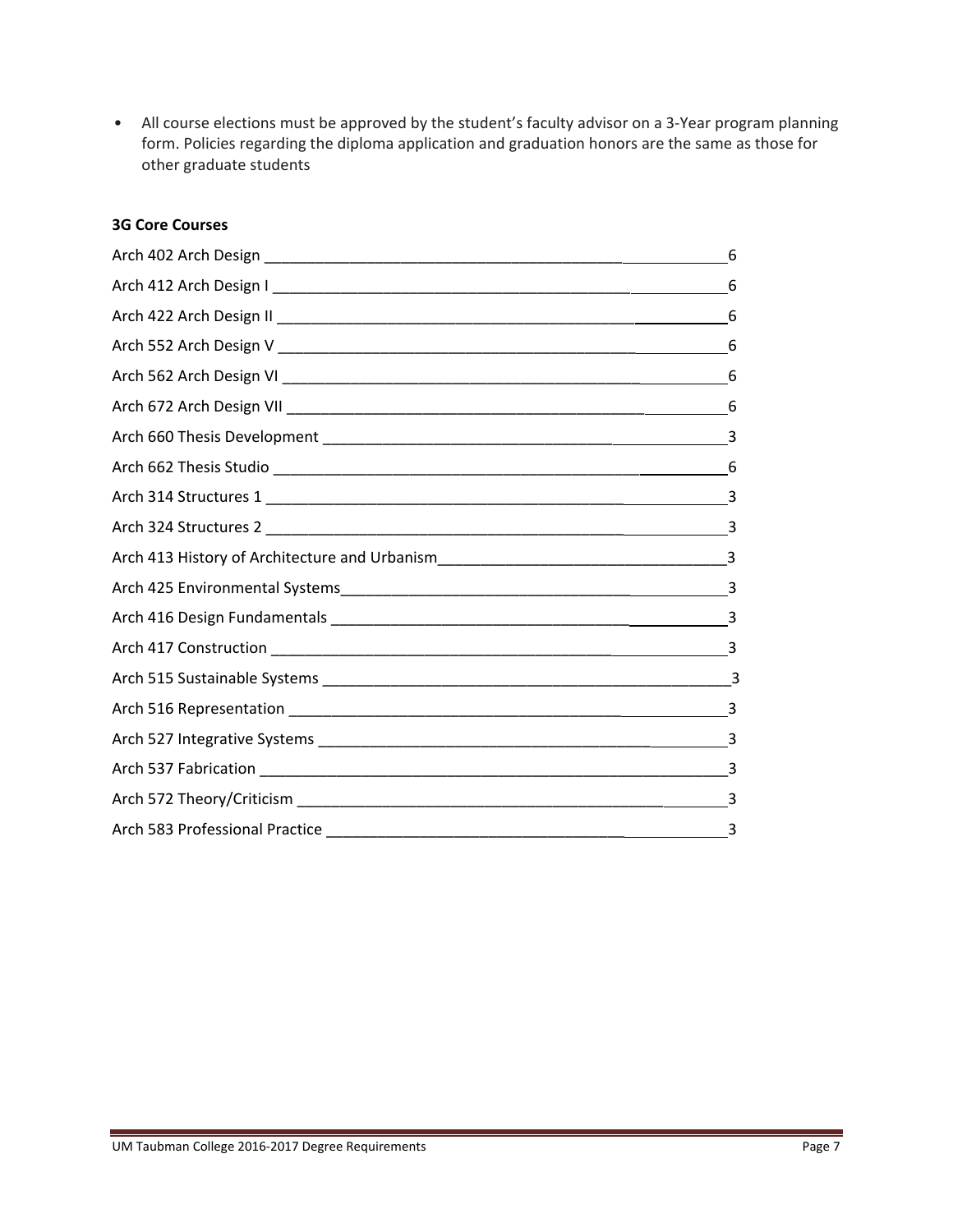- All course elections must be approved by the student's faculty advisor on a 3-Year program planning form. Policies regarding the diploma application and graduation honors are the same as those for other graduate students

**3G Core Courses**

| Course | Credits |
|---|---|
| Arch 402 Arch Design | 6 |
| Arch 412 Arch Design I | 6 |
| Arch 422 Arch Design II | 6 |
| Arch 552 Arch Design V | 6 |
| Arch 562 Arch Design VI | 6 |
| Arch 672 Arch Design VII | 6 |
| Arch 660 Thesis Development | 3 |
| Arch 662 Thesis Studio | 6 |
| Arch 314 Structures 1 | 3 |
| Arch 324 Structures 2 | 3 |
| Arch 413 History of Architecture and Urbanism | 3 |
| Arch 425 Environmental Systems | 3 |
| Arch 416 Design Fundamentals | 3 |
| Arch 417 Construction | 3 |
| Arch 515 Sustainable Systems | 3 |
| Arch 516 Representation | 3 |
| Arch 527 Integrative Systems | 3 |
| Arch 537 Fabrication | 3 |
| Arch 572 Theory/Criticism | 3 |
| Arch 583 Professional Practice | 3 |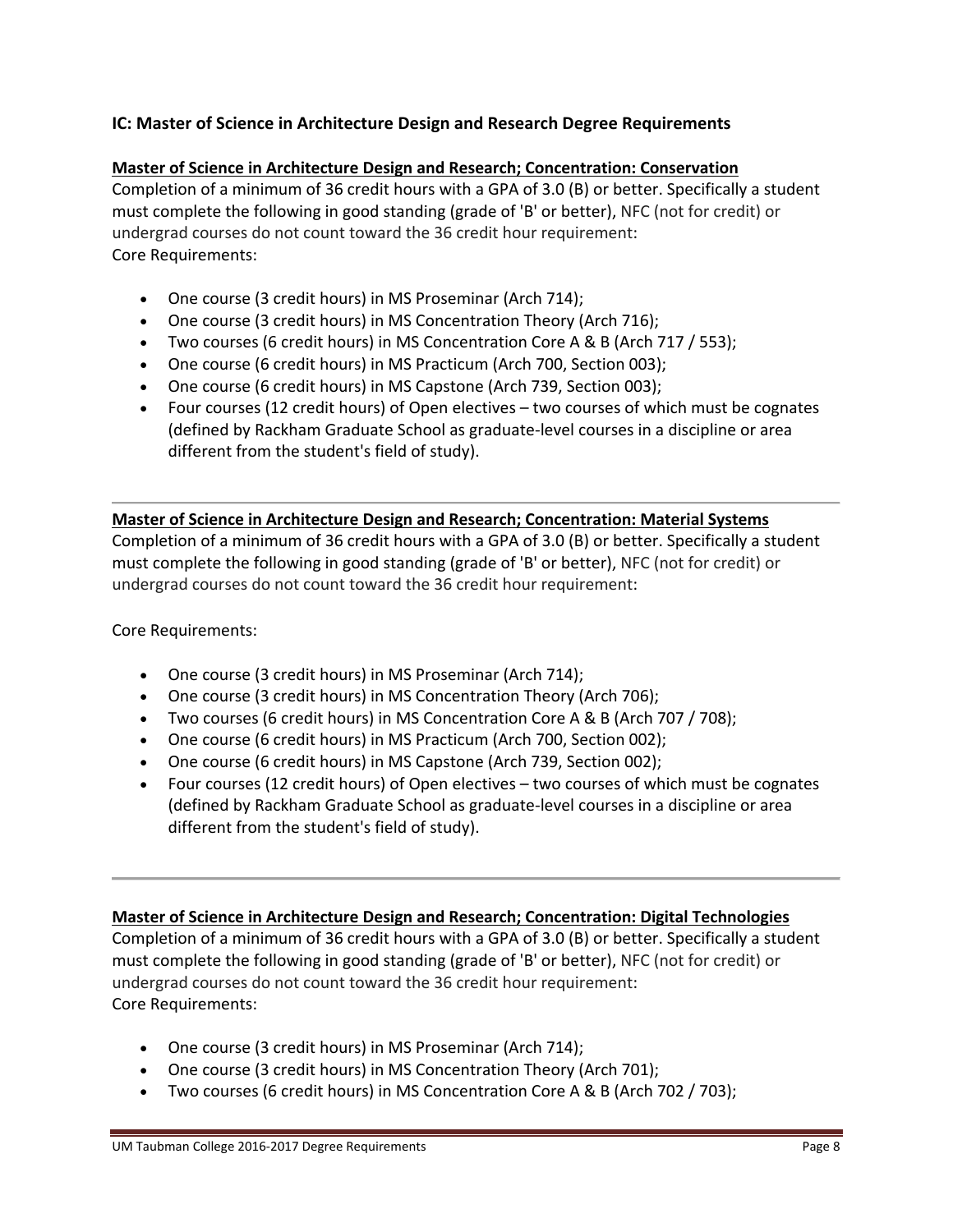## IC: Master of Science in Architecture Design and Research Degree Requirements

**Master of Science in Architecture Design and Research; Concentration: Conservation**

Completion of a minimum of 36 credit hours with a GPA of 3.0 (B) or better. Specifically a student must complete the following in good standing (grade of 'B' or better), NFC (not for credit) or undergrad courses do not count toward the 36 credit hour requirement:
Core Requirements:

- One course (3 credit hours) in MS Proseminar (Arch 714);
- One course (3 credit hours) in MS Concentration Theory (Arch 716);
- Two courses (6 credit hours) in MS Concentration Core A & B (Arch 717 / 553);
- One course (6 credit hours) in MS Practicum (Arch 700, Section 003);
- One course (6 credit hours) in MS Capstone (Arch 739, Section 003);
- Four courses (12 credit hours) of Open electives – two courses of which must be cognates (defined by Rackham Graduate School as graduate-level courses in a discipline or area different from the student's field of study).

---

**Master of Science in Architecture Design and Research; Concentration: Material Systems**

Completion of a minimum of 36 credit hours with a GPA of 3.0 (B) or better. Specifically a student must complete the following in good standing (grade of 'B' or better), NFC (not for credit) or undergrad courses do not count toward the 36 credit hour requirement:

Core Requirements:

- One course (3 credit hours) in MS Proseminar (Arch 714);
- One course (3 credit hours) in MS Concentration Theory (Arch 706);
- Two courses (6 credit hours) in MS Concentration Core A & B (Arch 707 / 708);
- One course (6 credit hours) in MS Practicum (Arch 700, Section 002);
- One course (6 credit hours) in MS Capstone (Arch 739, Section 002);
- Four courses (12 credit hours) of Open electives – two courses of which must be cognates (defined by Rackham Graduate School as graduate-level courses in a discipline or area different from the student's field of study).

---

**Master of Science in Architecture Design and Research; Concentration: Digital Technologies**

Completion of a minimum of 36 credit hours with a GPA of 3.0 (B) or better. Specifically a student must complete the following in good standing (grade of 'B' or better), NFC (not for credit) or undergrad courses do not count toward the 36 credit hour requirement:
Core Requirements:

- One course (3 credit hours) in MS Proseminar (Arch 714);
- One course (3 credit hours) in MS Concentration Theory (Arch 701);
- Two courses (6 credit hours) in MS Concentration Core A & B (Arch 702 / 703);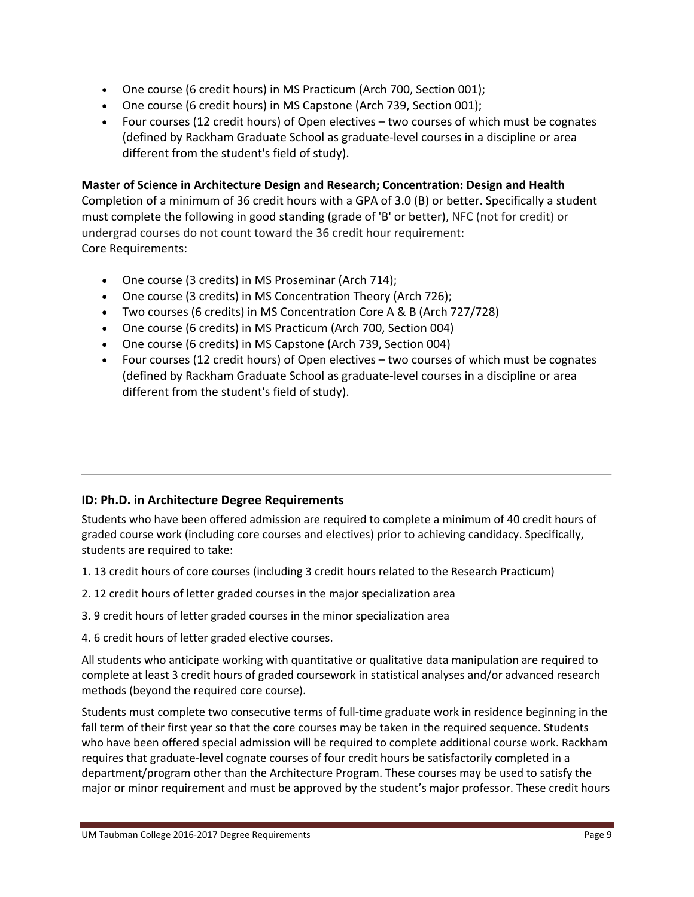- One course (6 credit hours) in MS Practicum (Arch 700, Section 001);
- One course (6 credit hours) in MS Capstone (Arch 739, Section 001);
- Four courses (12 credit hours) of Open electives – two courses of which must be cognates (defined by Rackham Graduate School as graduate-level courses in a discipline or area different from the student's field of study).

**Master of Science in Architecture Design and Research; Concentration: Design and Health**

Completion of a minimum of 36 credit hours with a GPA of 3.0 (B) or better. Specifically a student must complete the following in good standing (grade of 'B' or better), NFC (not for credit) or undergrad courses do not count toward the 36 credit hour requirement:
Core Requirements:

- One course (3 credits) in MS Proseminar (Arch 714);
- One course (3 credits) in MS Concentration Theory (Arch 726);
- Two courses (6 credits) in MS Concentration Core A & B (Arch 727/728)
- One course (6 credits) in MS Practicum (Arch 700, Section 004)
- One course (6 credits) in MS Capstone (Arch 739, Section 004)
- Four courses (12 credit hours) of Open electives – two courses of which must be cognates (defined by Rackham Graduate School as graduate-level courses in a discipline or area different from the student's field of study).

---

### ID: Ph.D. in Architecture Degree Requirements

Students who have been offered admission are required to complete a minimum of 40 credit hours of graded course work (including core courses and electives) prior to achieving candidacy. Specifically, students are required to take:

1. 13 credit hours of core courses (including 3 credit hours related to the Research Practicum)
2. 12 credit hours of letter graded courses in the major specialization area
3. 9 credit hours of letter graded courses in the minor specialization area
4. 6 credit hours of letter graded elective courses.

All students who anticipate working with quantitative or qualitative data manipulation are required to complete at least 3 credit hours of graded coursework in statistical analyses and/or advanced research methods (beyond the required core course).

Students must complete two consecutive terms of full-time graduate work in residence beginning in the fall term of their first year so that the core courses may be taken in the required sequence. Students who have been offered special admission will be required to complete additional course work. Rackham requires that graduate-level cognate courses of four credit hours be satisfactorily completed in a department/program other than the Architecture Program. These courses may be used to satisfy the major or minor requirement and must be approved by the student's major professor. These credit hours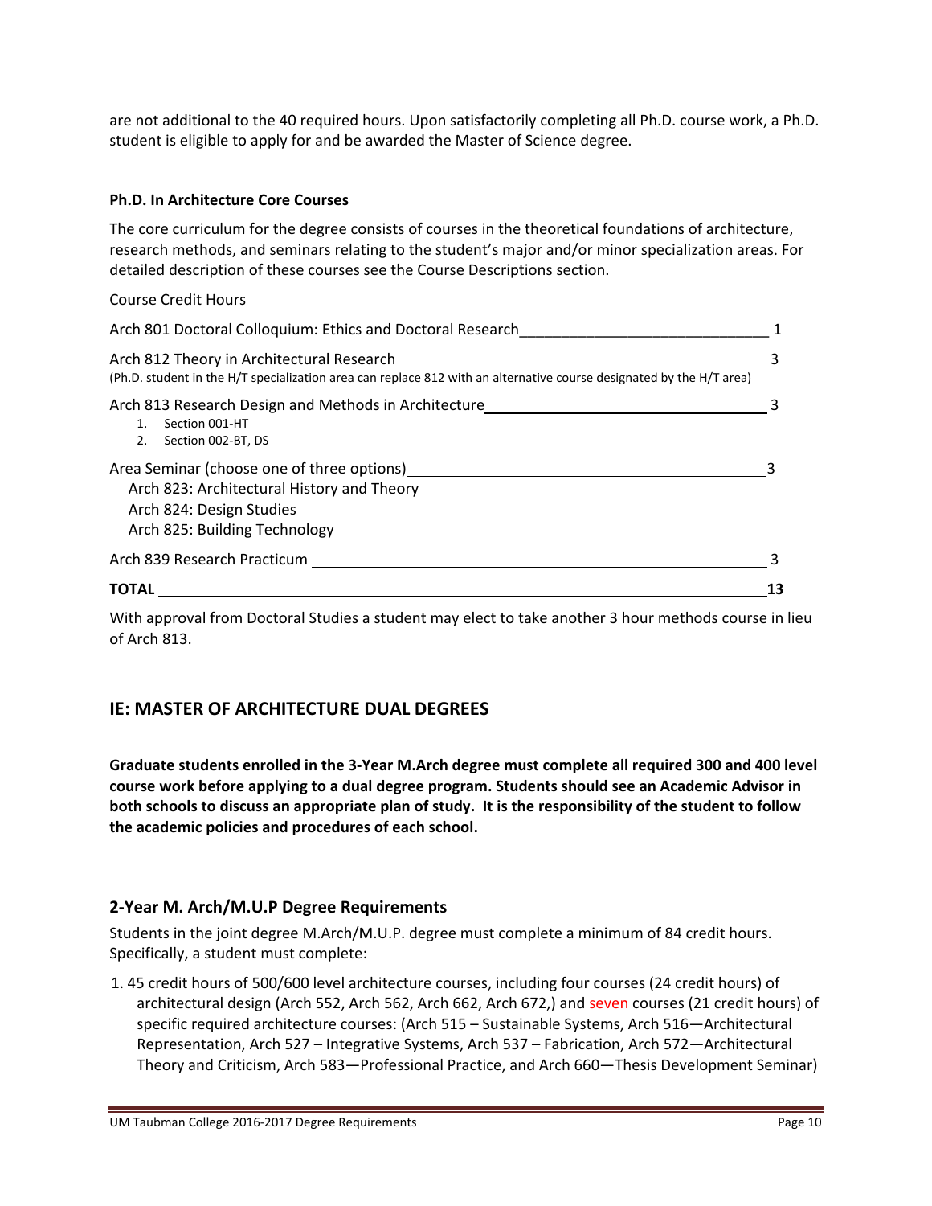are not additional to the 40 required hours. Upon satisfactorily completing all Ph.D. course work, a Ph.D. student is eligible to apply for and be awarded the Master of Science degree.

**Ph.D. In Architecture Core Courses**

The core curriculum for the degree consists of courses in the theoretical foundations of architecture, research methods, and seminars relating to the student's major and/or minor specialization areas. For detailed description of these courses see the Course Descriptions section.

| Course | Credit Hours |
|---|---|
| Arch 801 Doctoral Colloquium: Ethics and Doctoral Research | 1 |
| Arch 812 Theory in Architectural Research<br>(Ph.D. student in the H/T specialization area can replace 812 with an alternative course designated by the H/T area) | 3 |
| Arch 813 Research Design and Methods in Architecture<br>1. Section 001-HT<br>2. Section 002-BT, DS | 3 |
| Area Seminar (choose one of three options)<br>Arch 823: Architectural History and Theory<br>Arch 824: Design Studies<br>Arch 825: Building Technology | 3 |
| Arch 839 Research Practicum | 3 |
| **TOTAL** | **13** |

With approval from Doctoral Studies a student may elect to take another 3 hour methods course in lieu of Arch 813.

## IE: MASTER OF ARCHITECTURE DUAL DEGREES

**Graduate students enrolled in the 3-Year M.Arch degree must complete all required 300 and 400 level course work before applying to a dual degree program. Students should see an Academic Advisor in both schools to discuss an appropriate plan of study. It is the responsibility of the student to follow the academic policies and procedures of each school.**

### 2-Year M. Arch/M.U.P Degree Requirements

Students in the joint degree M.Arch/M.U.P. degree must complete a minimum of 84 credit hours. Specifically, a student must complete:

1. 45 credit hours of 500/600 level architecture courses, including four courses (24 credit hours) of architectural design (Arch 552, Arch 562, Arch 662, Arch 672,) and seven courses (21 credit hours) of specific required architecture courses: (Arch 515 – Sustainable Systems, Arch 516—Architectural Representation, Arch 527 – Integrative Systems, Arch 537 – Fabrication, Arch 572—Architectural Theory and Criticism, Arch 583—Professional Practice, and Arch 660—Thesis Development Seminar)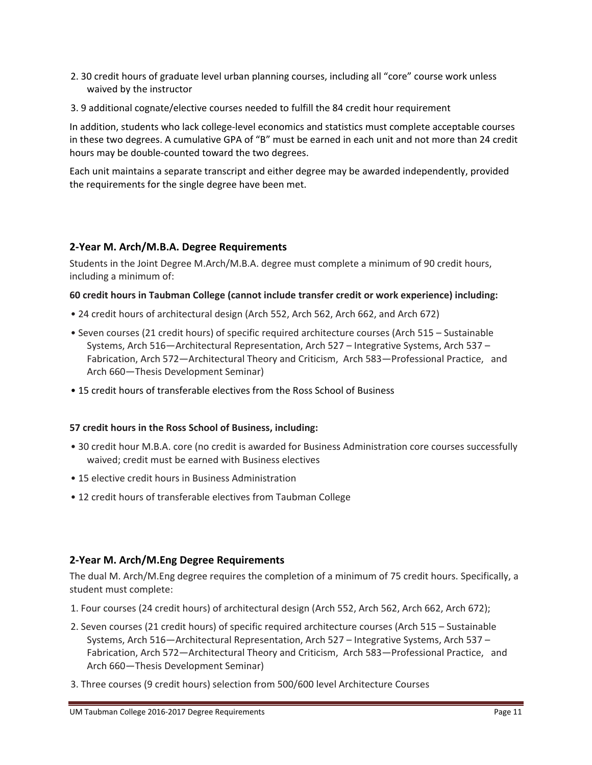2. 30 credit hours of graduate level urban planning courses, including all “core” course work unless waived by the instructor
3. 9 additional cognate/elective courses needed to fulfill the 84 credit hour requirement

In addition, students who lack college-level economics and statistics must complete acceptable courses in these two degrees. A cumulative GPA of “B” must be earned in each unit and not more than 24 credit hours may be double-counted toward the two degrees.

Each unit maintains a separate transcript and either degree may be awarded independently, provided the requirements for the single degree have been met.

## 2-Year M. Arch/M.B.A. Degree Requirements

Students in the Joint Degree M.Arch/M.B.A. degree must complete a minimum of 90 credit hours, including a minimum of:

**60 credit hours in Taubman College (cannot include transfer credit or work experience) including:**

- 24 credit hours of architectural design (Arch 552, Arch 562, Arch 662, and Arch 672)
- Seven courses (21 credit hours) of specific required architecture courses (Arch 515 – Sustainable Systems, Arch 516—Architectural Representation, Arch 527 – Integrative Systems, Arch 537 – Fabrication, Arch 572—Architectural Theory and Criticism, Arch 583—Professional Practice, and Arch 660—Thesis Development Seminar)
- 15 credit hours of transferable electives from the Ross School of Business

**57 credit hours in the Ross School of Business, including:**

- 30 credit hour M.B.A. core (no credit is awarded for Business Administration core courses successfully waived; credit must be earned with Business electives
- 15 elective credit hours in Business Administration
- 12 credit hours of transferable electives from Taubman College

## 2-Year M. Arch/M.Eng Degree Requirements

The dual M. Arch/M.Eng degree requires the completion of a minimum of 75 credit hours. Specifically, a student must complete:

1. Four courses (24 credit hours) of architectural design (Arch 552, Arch 562, Arch 662, Arch 672);
2. Seven courses (21 credit hours) of specific required architecture courses (Arch 515 – Sustainable Systems, Arch 516—Architectural Representation, Arch 527 – Integrative Systems, Arch 537 – Fabrication, Arch 572—Architectural Theory and Criticism, Arch 583—Professional Practice, and Arch 660—Thesis Development Seminar)
3. Three courses (9 credit hours) selection from 500/600 level Architecture Courses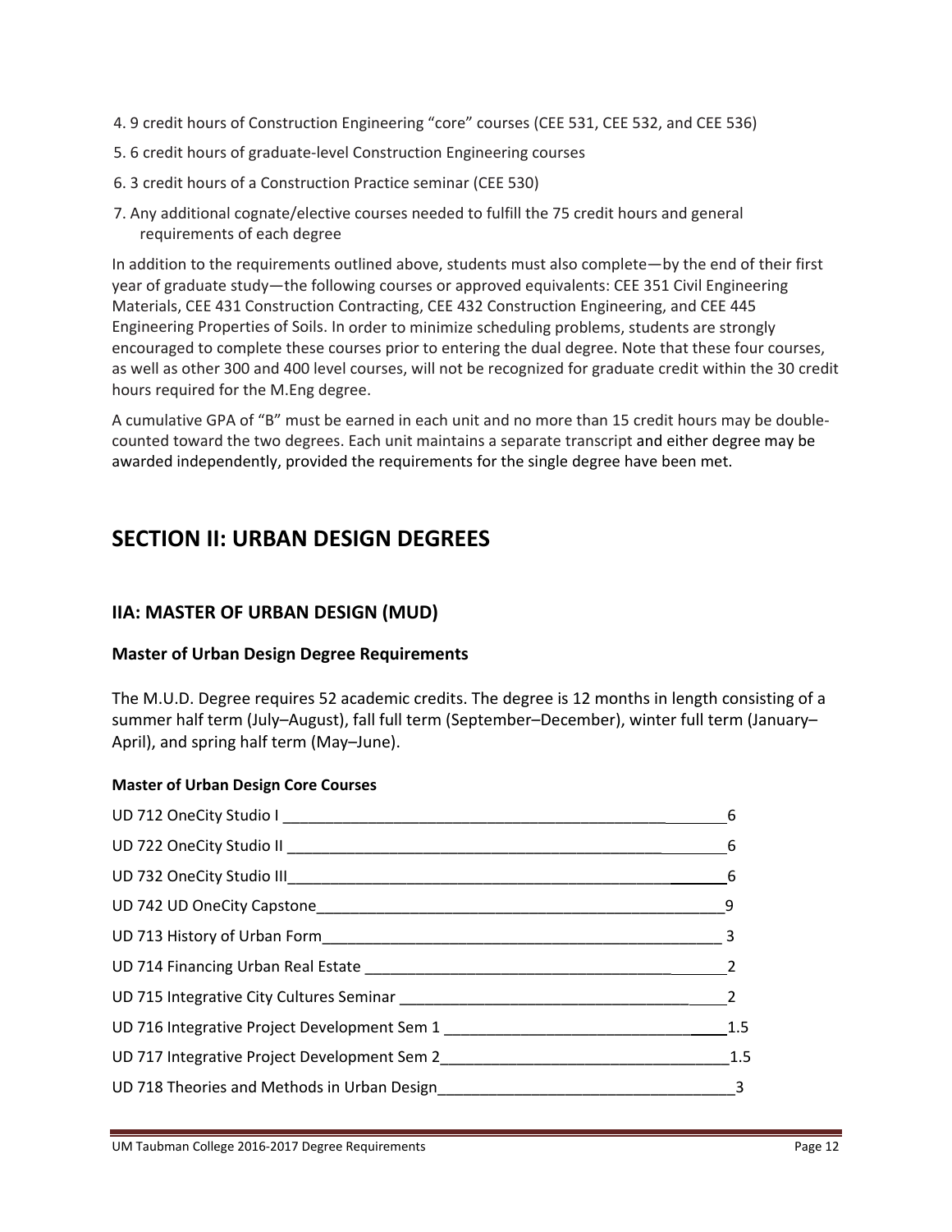4. 9 credit hours of Construction Engineering "core" courses (CEE 531, CEE 532, and CEE 536)
5. 6 credit hours of graduate-level Construction Engineering courses
6. 3 credit hours of a Construction Practice seminar (CEE 530)
7. Any additional cognate/elective courses needed to fulfill the 75 credit hours and general requirements of each degree

In addition to the requirements outlined above, students must also complete—by the end of their first year of graduate study—the following courses or approved equivalents: CEE 351 Civil Engineering Materials, CEE 431 Construction Contracting, CEE 432 Construction Engineering, and CEE 445 Engineering Properties of Soils. In order to minimize scheduling problems, students are strongly encouraged to complete these courses prior to entering the dual degree. Note that these four courses, as well as other 300 and 400 level courses, will not be recognized for graduate credit within the 30 credit hours required for the M.Eng degree.

A cumulative GPA of "B" must be earned in each unit and no more than 15 credit hours may be double-counted toward the two degrees. Each unit maintains a separate transcript and either degree may be awarded independently, provided the requirements for the single degree have been met.

# SECTION II: URBAN DESIGN DEGREES

## IIA: MASTER OF URBAN DESIGN (MUD)

### Master of Urban Design Degree Requirements

The M.U.D. Degree requires 52 academic credits. The degree is 12 months in length consisting of a summer half term (July–August), fall full term (September–December), winter full term (January–April), and spring half term (May–June).

#### Master of Urban Design Core Courses

| Course | Credits |
|---|---|
| UD 712 OneCity Studio I | 6 |
| UD 722 OneCity Studio II | 6 |
| UD 732 OneCity Studio III | 6 |
| UD 742 UD OneCity Capstone | 9 |
| UD 713 History of Urban Form | 3 |
| UD 714 Financing Urban Real Estate | 2 |
| UD 715 Integrative City Cultures Seminar | 2 |
| UD 716 Integrative Project Development Sem 1 | 1.5 |
| UD 717 Integrative Project Development Sem 2 | 1.5 |
| UD 718 Theories and Methods in Urban Design | 3 |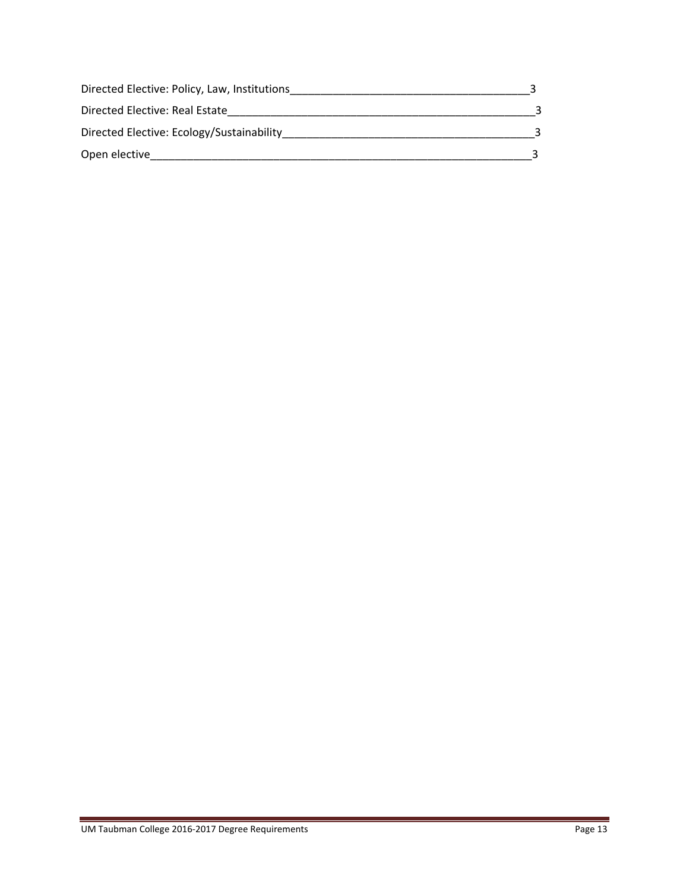Directed Elective: Policy, Law, Institutions_______________________________________3

Directed Elective: Real Estate____________________________________________________3

Directed Elective: Ecology/Sustainability__________________________________________3

Open elective______________________________________________________________3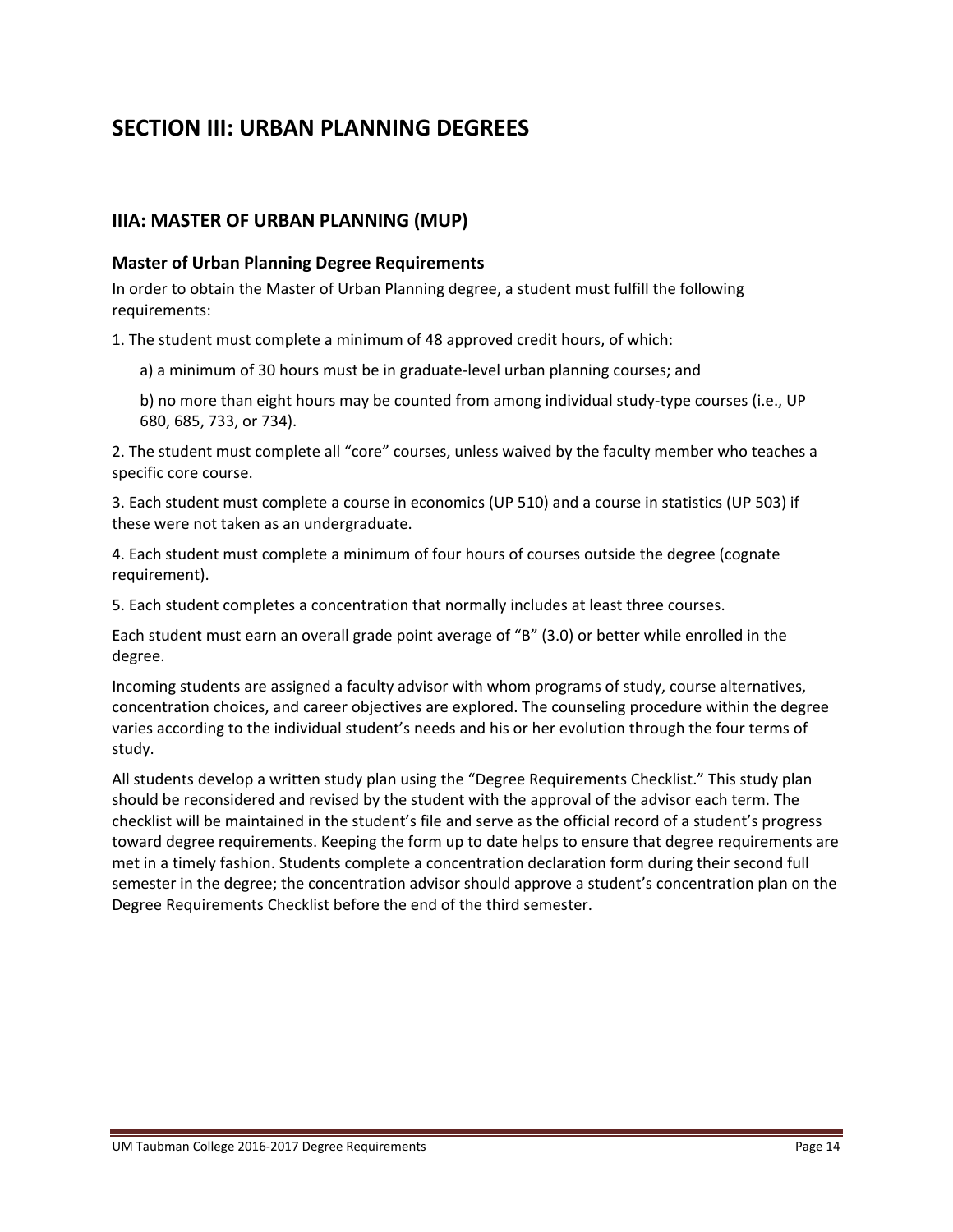# SECTION III: URBAN PLANNING DEGREES

## IIIA: MASTER OF URBAN PLANNING (MUP)

### Master of Urban Planning Degree Requirements

In order to obtain the Master of Urban Planning degree, a student must fulfill the following requirements:

1. The student must complete a minimum of 48 approved credit hours, of which:

   a) a minimum of 30 hours must be in graduate-level urban planning courses; and

   b) no more than eight hours may be counted from among individual study-type courses (i.e., UP 680, 685, 733, or 734).

2. The student must complete all "core" courses, unless waived by the faculty member who teaches a specific core course.

3. Each student must complete a course in economics (UP 510) and a course in statistics (UP 503) if these were not taken as an undergraduate.

4. Each student must complete a minimum of four hours of courses outside the degree (cognate requirement).

5. Each student completes a concentration that normally includes at least three courses.

Each student must earn an overall grade point average of "B" (3.0) or better while enrolled in the degree.

Incoming students are assigned a faculty advisor with whom programs of study, course alternatives, concentration choices, and career objectives are explored. The counseling procedure within the degree varies according to the individual student's needs and his or her evolution through the four terms of study.

All students develop a written study plan using the "Degree Requirements Checklist." This study plan should be reconsidered and revised by the student with the approval of the advisor each term. The checklist will be maintained in the student's file and serve as the official record of a student's progress toward degree requirements. Keeping the form up to date helps to ensure that degree requirements are met in a timely fashion. Students complete a concentration declaration form during their second full semester in the degree; the concentration advisor should approve a student's concentration plan on the Degree Requirements Checklist before the end of the third semester.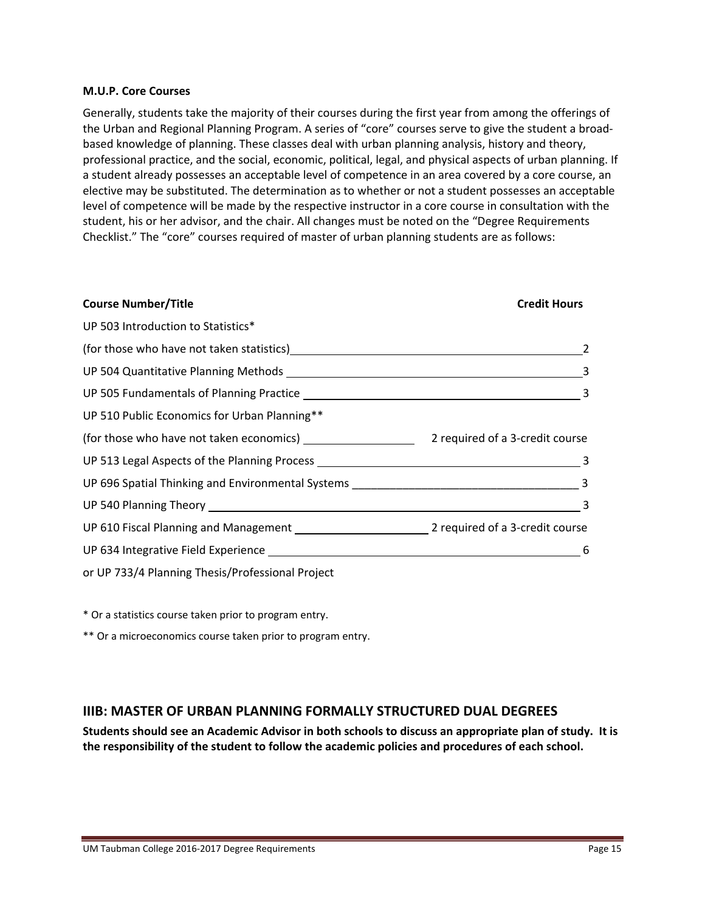**M.U.P. Core Courses**

Generally, students take the majority of their courses during the first year from among the offerings of the Urban and Regional Planning Program. A series of "core" courses serve to give the student a broad-based knowledge of planning. These classes deal with urban planning analysis, history and theory, professional practice, and the social, economic, political, legal, and physical aspects of urban planning. If a student already possesses an acceptable level of competence in an area covered by a core course, an elective may be substituted. The determination as to whether or not a student possesses an acceptable level of competence will be made by the respective instructor in a core course in consultation with the student, his or her advisor, and the chair. All changes must be noted on the "Degree Requirements Checklist." The "core" courses required of master of urban planning students are as follows:

| Course Number/Title | Credit Hours |
|---|---|
| UP 503 Introduction to Statistics* (for those who have not taken statistics) | 2 |
| UP 504 Quantitative Planning Methods | 3 |
| UP 505 Fundamentals of Planning Practice | 3 |
| UP 510 Public Economics for Urban Planning** (for those who have not taken economics) | 2 required of a 3-credit course |
| UP 513 Legal Aspects of the Planning Process | 3 |
| UP 696 Spatial Thinking and Environmental Systems | 3 |
| UP 540 Planning Theory | 3 |
| UP 610 Fiscal Planning and Management | 2 required of a 3-credit course |
| UP 634 Integrative Field Experience or UP 733/4 Planning Thesis/Professional Project | 6 |

\* Or a statistics course taken prior to program entry.

** Or a microeconomics course taken prior to program entry.

## IIIB: MASTER OF URBAN PLANNING FORMALLY STRUCTURED DUAL DEGREES

**Students should see an Academic Advisor in both schools to discuss an appropriate plan of study. It is the responsibility of the student to follow the academic policies and procedures of each school.**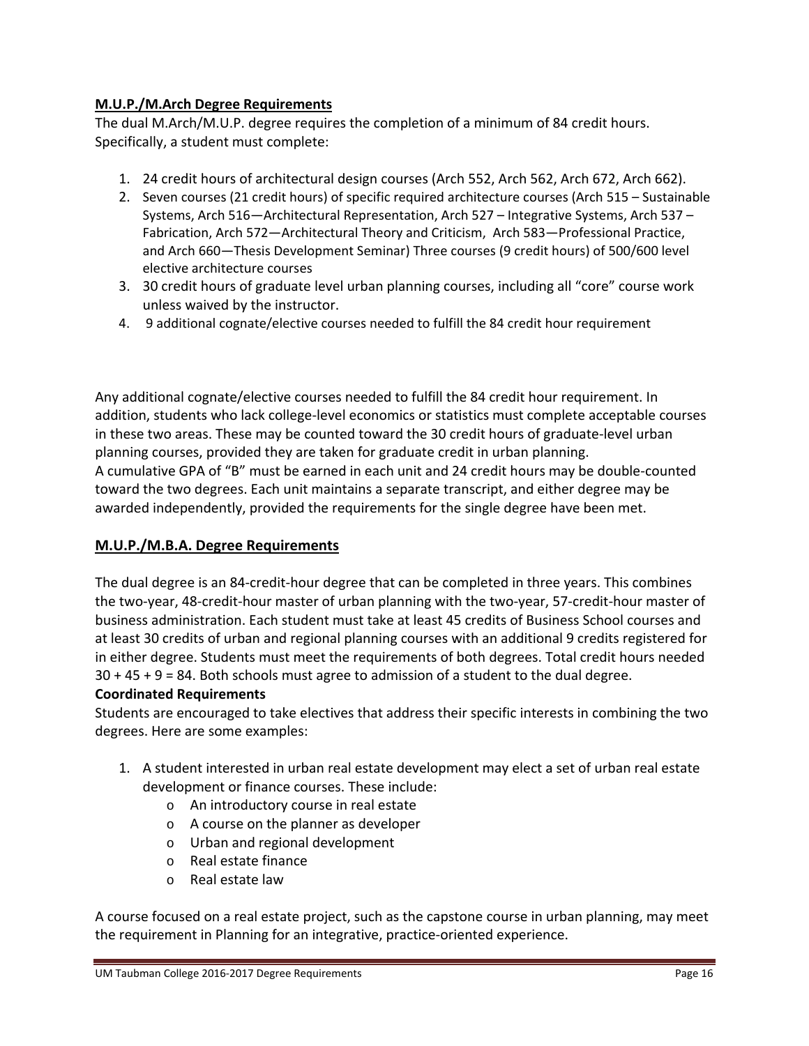## M.U.P./M.Arch Degree Requirements

The dual M.Arch/M.U.P. degree requires the completion of a minimum of 84 credit hours. Specifically, a student must complete:

1. 24 credit hours of architectural design courses (Arch 552, Arch 562, Arch 672, Arch 662).
2. Seven courses (21 credit hours) of specific required architecture courses (Arch 515 – Sustainable Systems, Arch 516—Architectural Representation, Arch 527 – Integrative Systems, Arch 537 – Fabrication, Arch 572—Architectural Theory and Criticism, Arch 583—Professional Practice, and Arch 660—Thesis Development Seminar) Three courses (9 credit hours) of 500/600 level elective architecture courses
3. 30 credit hours of graduate level urban planning courses, including all "core" course work unless waived by the instructor.
4. 9 additional cognate/elective courses needed to fulfill the 84 credit hour requirement

Any additional cognate/elective courses needed to fulfill the 84 credit hour requirement. In addition, students who lack college-level economics or statistics must complete acceptable courses in these two areas. These may be counted toward the 30 credit hours of graduate-level urban planning courses, provided they are taken for graduate credit in urban planning.
A cumulative GPA of "B" must be earned in each unit and 24 credit hours may be double-counted toward the two degrees. Each unit maintains a separate transcript, and either degree may be awarded independently, provided the requirements for the single degree have been met.

## M.U.P./M.B.A. Degree Requirements

The dual degree is an 84-credit-hour degree that can be completed in three years. This combines the two-year, 48-credit-hour master of urban planning with the two-year, 57-credit-hour master of business administration. Each student must take at least 45 credits of Business School courses and at least 30 credits of urban and regional planning courses with an additional 9 credits registered for in either degree. Students must meet the requirements of both degrees. Total credit hours needed 30 + 45 + 9 = 84. Both schools must agree to admission of a student to the dual degree.

**Coordinated Requirements**

Students are encouraged to take electives that address their specific interests in combining the two degrees. Here are some examples:

1. A student interested in urban real estate development may elect a set of urban real estate development or finance courses. These include:
   - An introductory course in real estate
   - A course on the planner as developer
   - Urban and regional development
   - Real estate finance
   - Real estate law

A course focused on a real estate project, such as the capstone course in urban planning, may meet the requirement in Planning for an integrative, practice-oriented experience.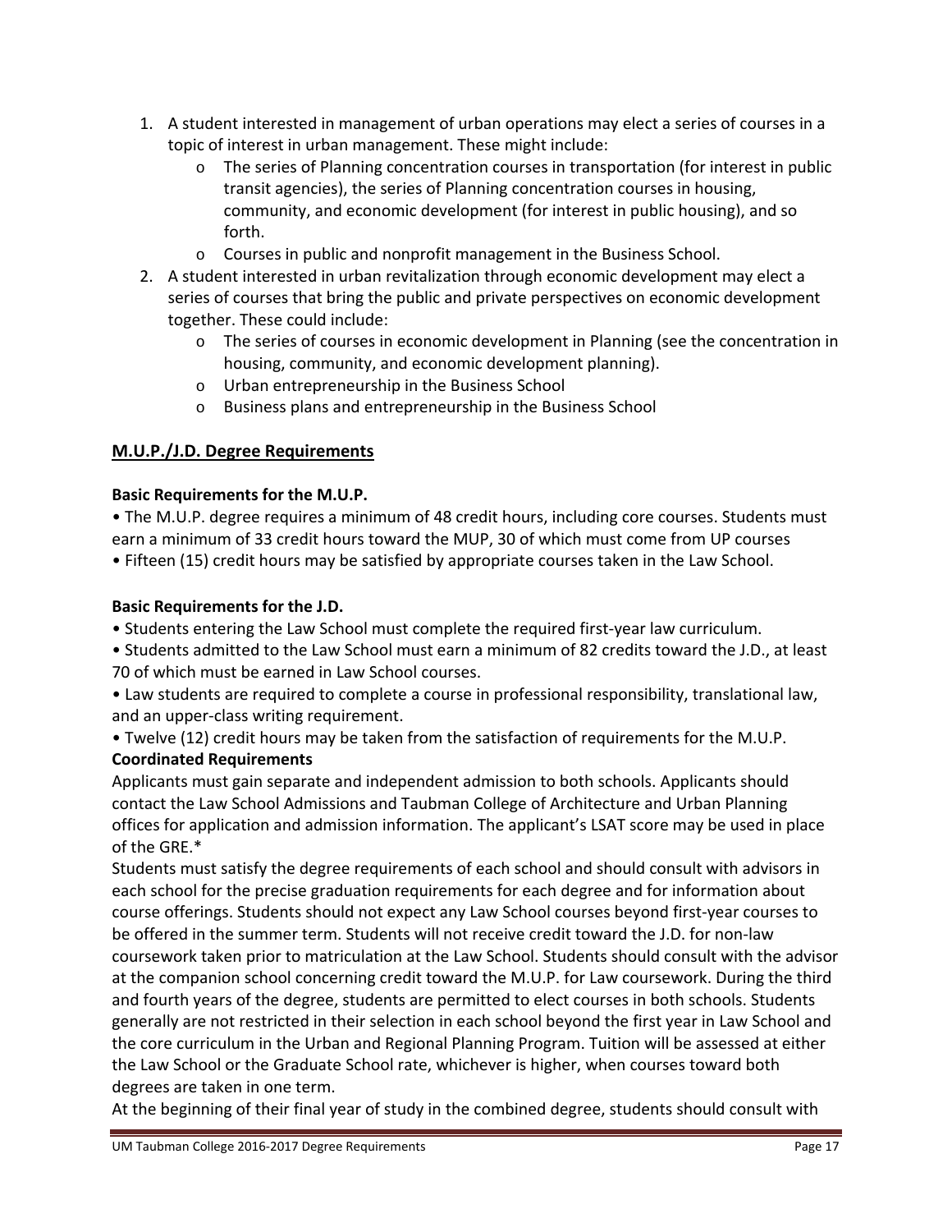1. A student interested in management of urban operations may elect a series of courses in a topic of interest in urban management. These might include:
   - The series of Planning concentration courses in transportation (for interest in public transit agencies), the series of Planning concentration courses in housing, community, and economic development (for interest in public housing), and so forth.
   - Courses in public and nonprofit management in the Business School.
2. A student interested in urban revitalization through economic development may elect a series of courses that bring the public and private perspectives on economic development together. These could include:
   - The series of courses in economic development in Planning (see the concentration in housing, community, and economic development planning).
   - Urban entrepreneurship in the Business School
   - Business plans and entrepreneurship in the Business School

## M.U.P./J.D. Degree Requirements

**Basic Requirements for the M.U.P.**

• The M.U.P. degree requires a minimum of 48 credit hours, including core courses. Students must earn a minimum of 33 credit hours toward the MUP, 30 of which must come from UP courses
• Fifteen (15) credit hours may be satisfied by appropriate courses taken in the Law School.

**Basic Requirements for the J.D.**

• Students entering the Law School must complete the required first-year law curriculum.
• Students admitted to the Law School must earn a minimum of 82 credits toward the J.D., at least 70 of which must be earned in Law School courses.
• Law students are required to complete a course in professional responsibility, translational law, and an upper-class writing requirement.
• Twelve (12) credit hours may be taken from the satisfaction of requirements for the M.U.P.

**Coordinated Requirements**

Applicants must gain separate and independent admission to both schools. Applicants should contact the Law School Admissions and Taubman College of Architecture and Urban Planning offices for application and admission information. The applicant's LSAT score may be used in place of the GRE.*

Students must satisfy the degree requirements of each school and should consult with advisors in each school for the precise graduation requirements for each degree and for information about course offerings. Students should not expect any Law School courses beyond first-year courses to be offered in the summer term. Students will not receive credit toward the J.D. for non-law coursework taken prior to matriculation at the Law School. Students should consult with the advisor at the companion school concerning credit toward the M.U.P. for Law coursework. During the third and fourth years of the degree, students are permitted to elect courses in both schools. Students generally are not restricted in their selection in each school beyond the first year in Law School and the core curriculum in the Urban and Regional Planning Program. Tuition will be assessed at either the Law School or the Graduate School rate, whichever is higher, when courses toward both degrees are taken in one term.

At the beginning of their final year of study in the combined degree, students should consult with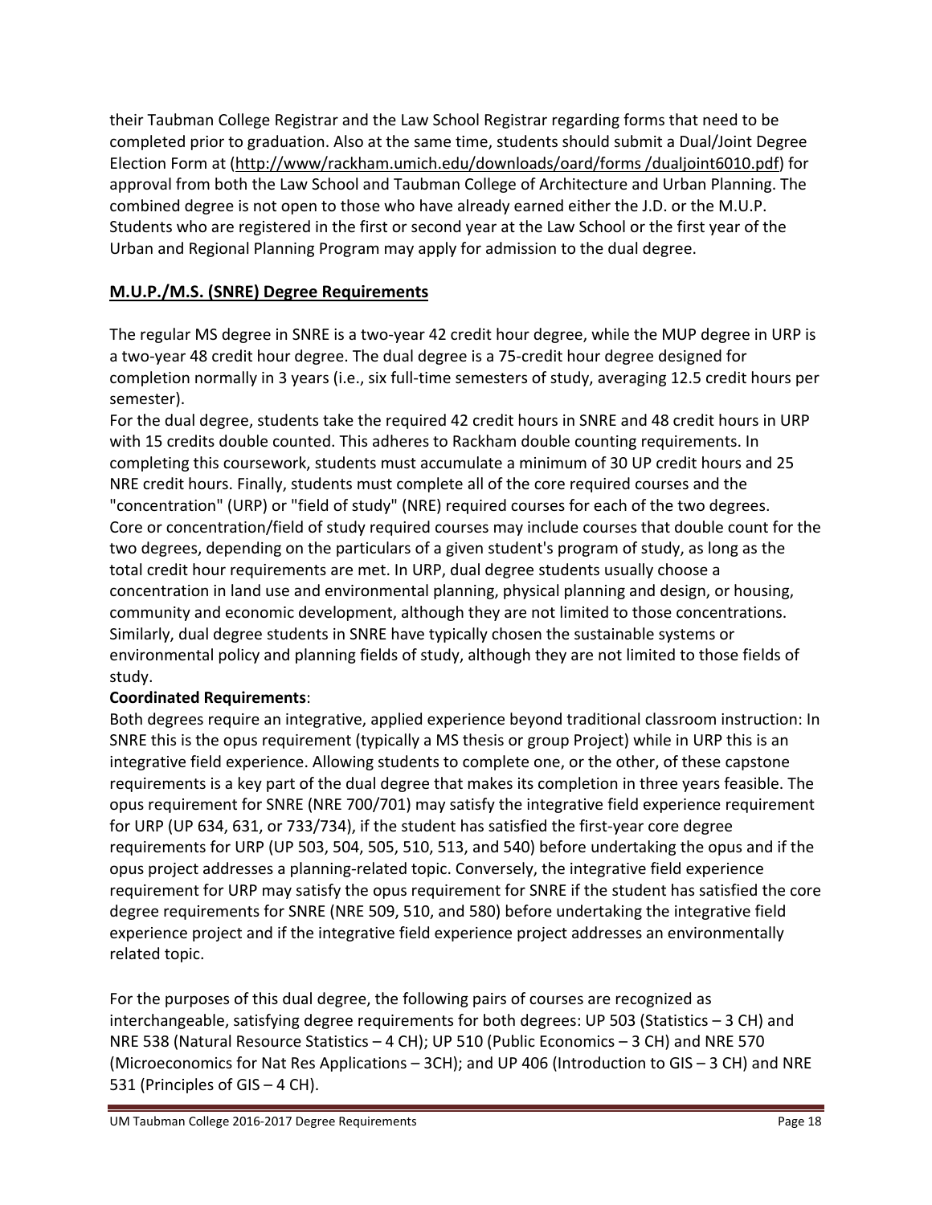their Taubman College Registrar and the Law School Registrar regarding forms that need to be completed prior to graduation. Also at the same time, students should submit a Dual/Joint Degree Election Form at (http://www/rackham.umich.edu/downloads/oard/forms /dualjoint6010.pdf) for approval from both the Law School and Taubman College of Architecture and Urban Planning. The combined degree is not open to those who have already earned either the J.D. or the M.U.P. Students who are registered in the first or second year at the Law School or the first year of the Urban and Regional Planning Program may apply for admission to the dual degree.

## M.U.P./M.S. (SNRE) Degree Requirements

The regular MS degree in SNRE is a two-year 42 credit hour degree, while the MUP degree in URP is a two-year 48 credit hour degree. The dual degree is a 75-credit hour degree designed for completion normally in 3 years (i.e., six full-time semesters of study, averaging 12.5 credit hours per semester).

For the dual degree, students take the required 42 credit hours in SNRE and 48 credit hours in URP with 15 credits double counted. This adheres to Rackham double counting requirements. In completing this coursework, students must accumulate a minimum of 30 UP credit hours and 25 NRE credit hours. Finally, students must complete all of the core required courses and the "concentration" (URP) or "field of study" (NRE) required courses for each of the two degrees. Core or concentration/field of study required courses may include courses that double count for the two degrees, depending on the particulars of a given student's program of study, as long as the total credit hour requirements are met. In URP, dual degree students usually choose a concentration in land use and environmental planning, physical planning and design, or housing, community and economic development, although they are not limited to those concentrations. Similarly, dual degree students in SNRE have typically chosen the sustainable systems or environmental policy and planning fields of study, although they are not limited to those fields of study.

**Coordinated Requirements**:

Both degrees require an integrative, applied experience beyond traditional classroom instruction: In SNRE this is the opus requirement (typically a MS thesis or group Project) while in URP this is an integrative field experience. Allowing students to complete one, or the other, of these capstone requirements is a key part of the dual degree that makes its completion in three years feasible. The opus requirement for SNRE (NRE 700/701) may satisfy the integrative field experience requirement for URP (UP 634, 631, or 733/734), if the student has satisfied the first-year core degree requirements for URP (UP 503, 504, 505, 510, 513, and 540) before undertaking the opus and if the opus project addresses a planning-related topic. Conversely, the integrative field experience requirement for URP may satisfy the opus requirement for SNRE if the student has satisfied the core degree requirements for SNRE (NRE 509, 510, and 580) before undertaking the integrative field experience project and if the integrative field experience project addresses an environmentally related topic.

For the purposes of this dual degree, the following pairs of courses are recognized as interchangeable, satisfying degree requirements for both degrees: UP 503 (Statistics – 3 CH) and NRE 538 (Natural Resource Statistics – 4 CH); UP 510 (Public Economics – 3 CH) and NRE 570 (Microeconomics for Nat Res Applications – 3CH); and UP 406 (Introduction to GIS – 3 CH) and NRE 531 (Principles of GIS – 4 CH).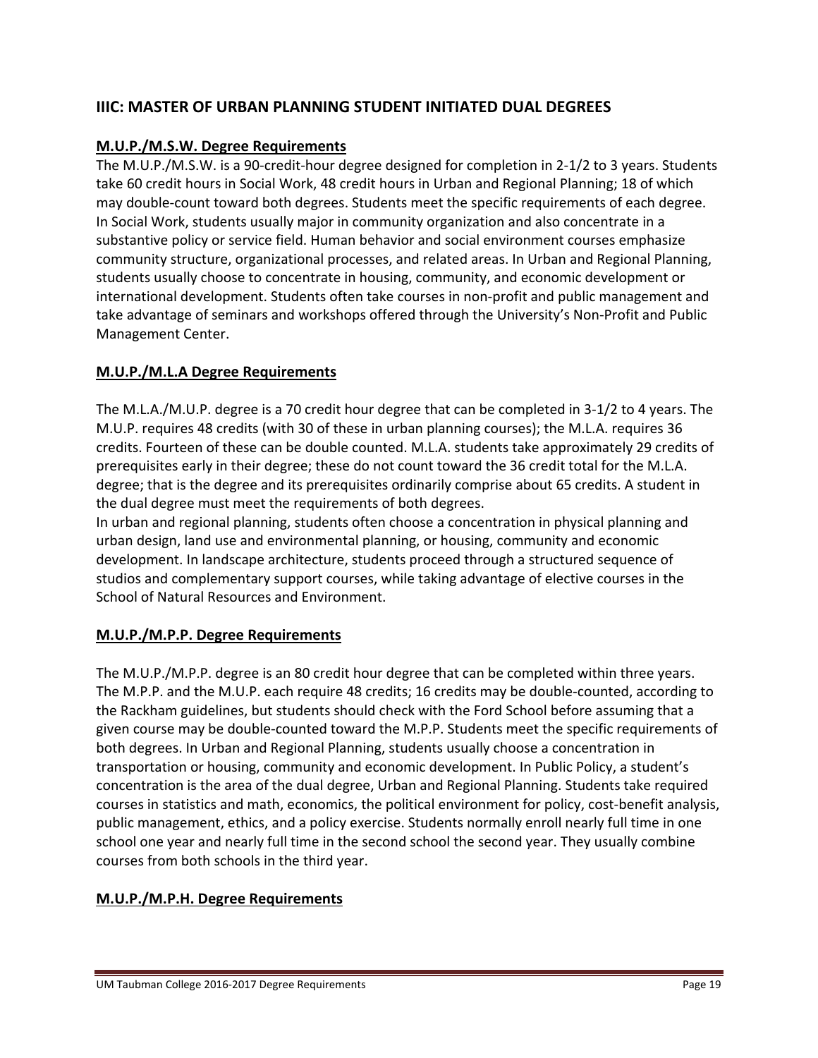## IIIC: MASTER OF URBAN PLANNING STUDENT INITIATED DUAL DEGREES

### M.U.P./M.S.W. Degree Requirements

The M.U.P./M.S.W. is a 90-credit-hour degree designed for completion in 2-1/2 to 3 years. Students take 60 credit hours in Social Work, 48 credit hours in Urban and Regional Planning; 18 of which may double-count toward both degrees. Students meet the specific requirements of each degree. In Social Work, students usually major in community organization and also concentrate in a substantive policy or service field. Human behavior and social environment courses emphasize community structure, organizational processes, and related areas. In Urban and Regional Planning, students usually choose to concentrate in housing, community, and economic development or international development. Students often take courses in non-profit and public management and take advantage of seminars and workshops offered through the University's Non-Profit and Public Management Center.

### M.U.P./M.L.A Degree Requirements

The M.L.A./M.U.P. degree is a 70 credit hour degree that can be completed in 3-1/2 to 4 years. The M.U.P. requires 48 credits (with 30 of these in urban planning courses); the M.L.A. requires 36 credits. Fourteen of these can be double counted. M.L.A. students take approximately 29 credits of prerequisites early in their degree; these do not count toward the 36 credit total for the M.L.A. degree; that is the degree and its prerequisites ordinarily comprise about 65 credits. A student in the dual degree must meet the requirements of both degrees.

In urban and regional planning, students often choose a concentration in physical planning and urban design, land use and environmental planning, or housing, community and economic development. In landscape architecture, students proceed through a structured sequence of studios and complementary support courses, while taking advantage of elective courses in the School of Natural Resources and Environment.

### M.U.P./M.P.P. Degree Requirements

The M.U.P./M.P.P. degree is an 80 credit hour degree that can be completed within three years. The M.P.P. and the M.U.P. each require 48 credits; 16 credits may be double-counted, according to the Rackham guidelines, but students should check with the Ford School before assuming that a given course may be double-counted toward the M.P.P. Students meet the specific requirements of both degrees. In Urban and Regional Planning, students usually choose a concentration in transportation or housing, community and economic development. In Public Policy, a student's concentration is the area of the dual degree, Urban and Regional Planning. Students take required courses in statistics and math, economics, the political environment for policy, cost-benefit analysis, public management, ethics, and a policy exercise. Students normally enroll nearly full time in one school one year and nearly full time in the second school the second year. They usually combine courses from both schools in the third year.

### M.U.P./M.P.H. Degree Requirements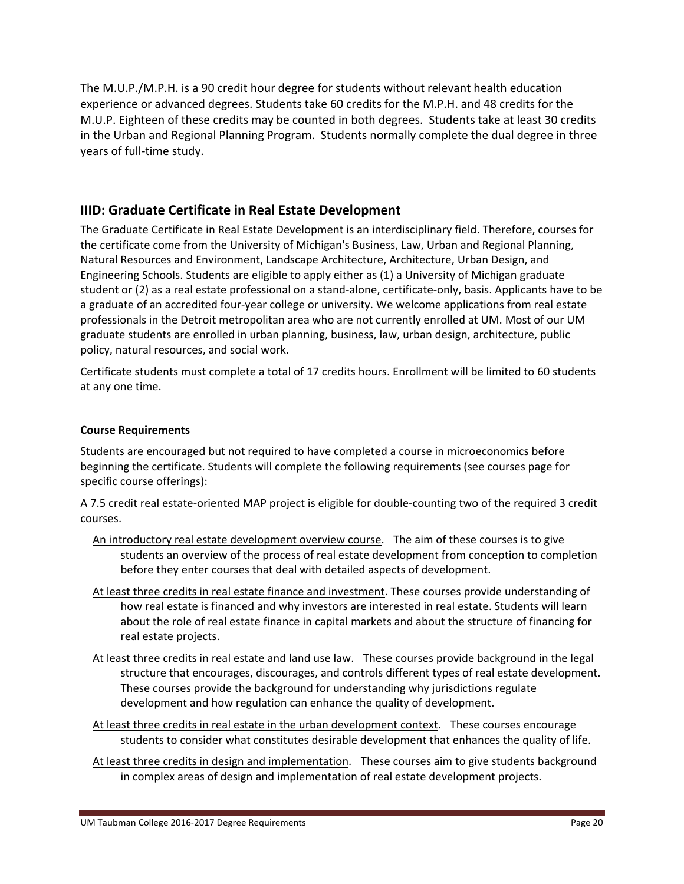The M.U.P./M.P.H. is a 90 credit hour degree for students without relevant health education experience or advanced degrees. Students take 60 credits for the M.P.H. and 48 credits for the M.U.P. Eighteen of these credits may be counted in both degrees. Students take at least 30 credits in the Urban and Regional Planning Program. Students normally complete the dual degree in three years of full-time study.

## IIID: Graduate Certificate in Real Estate Development

The Graduate Certificate in Real Estate Development is an interdisciplinary field. Therefore, courses for the certificate come from the University of Michigan's Business, Law, Urban and Regional Planning, Natural Resources and Environment, Landscape Architecture, Architecture, Urban Design, and Engineering Schools. Students are eligible to apply either as (1) a University of Michigan graduate student or (2) as a real estate professional on a stand-alone, certificate-only, basis. Applicants have to be a graduate of an accredited four-year college or university. We welcome applications from real estate professionals in the Detroit metropolitan area who are not currently enrolled at UM. Most of our UM graduate students are enrolled in urban planning, business, law, urban design, architecture, public policy, natural resources, and social work.

Certificate students must complete a total of 17 credits hours. Enrollment will be limited to 60 students at any one time.

**Course Requirements**

Students are encouraged but not required to have completed a course in microeconomics before beginning the certificate. Students will complete the following requirements (see courses page for specific course offerings):

A 7.5 credit real estate-oriented MAP project is eligible for double-counting two of the required 3 credit courses.

An introductory real estate development overview course. The aim of these courses is to give students an overview of the process of real estate development from conception to completion before they enter courses that deal with detailed aspects of development.

At least three credits in real estate finance and investment. These courses provide understanding of how real estate is financed and why investors are interested in real estate. Students will learn about the role of real estate finance in capital markets and about the structure of financing for real estate projects.

At least three credits in real estate and land use law. These courses provide background in the legal structure that encourages, discourages, and controls different types of real estate development. These courses provide the background for understanding why jurisdictions regulate development and how regulation can enhance the quality of development.

At least three credits in real estate in the urban development context. These courses encourage students to consider what constitutes desirable development that enhances the quality of life.

At least three credits in design and implementation. These courses aim to give students background in complex areas of design and implementation of real estate development projects.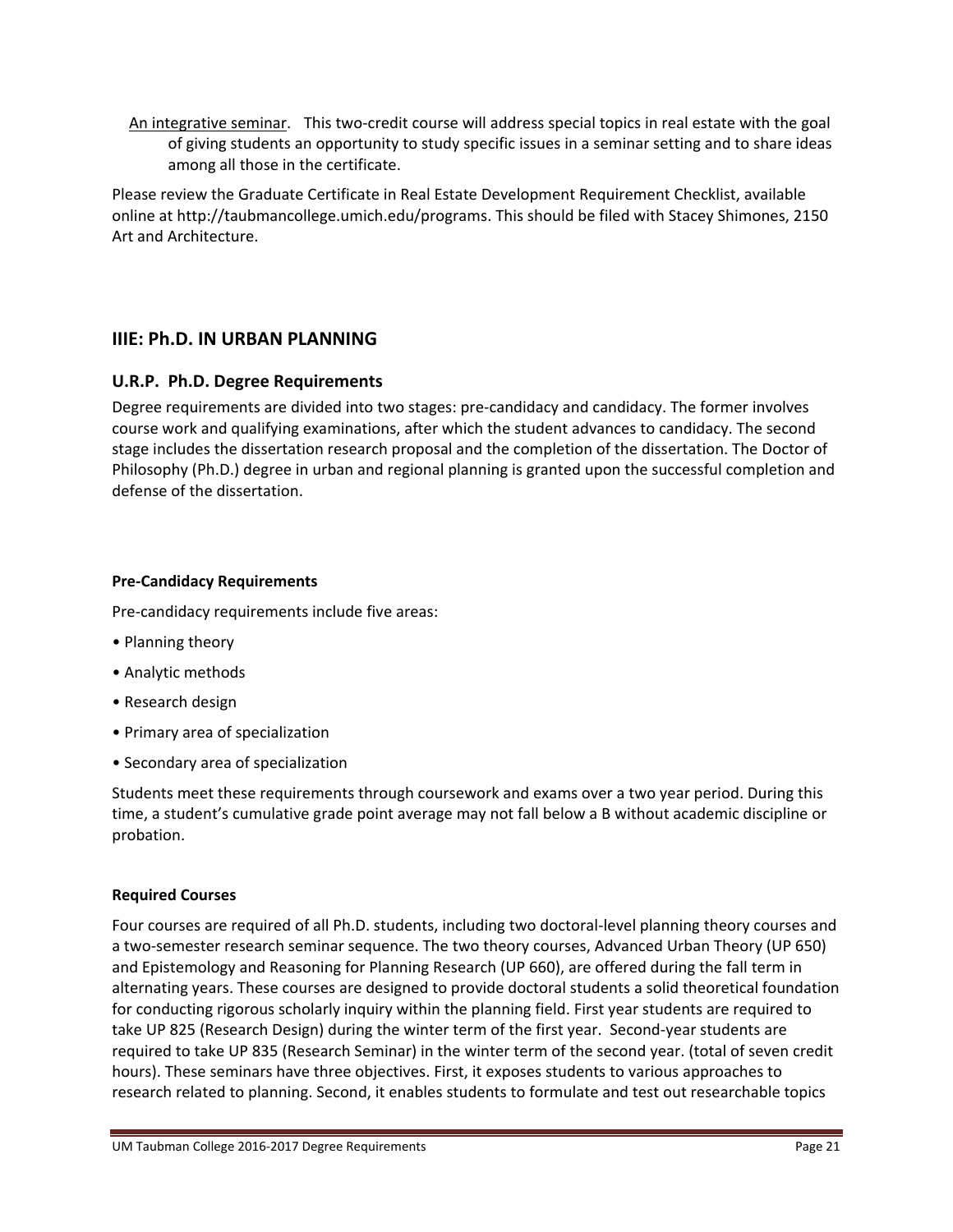<u>An integrative seminar</u>. This two-credit course will address special topics in real estate with the goal of giving students an opportunity to study specific issues in a seminar setting and to share ideas among all those in the certificate.

Please review the Graduate Certificate in Real Estate Development Requirement Checklist, available online at http://taubmancollege.umich.edu/programs. This should be filed with Stacey Shimones, 2150 Art and Architecture.

## IIIE: Ph.D. IN URBAN PLANNING

### U.R.P. Ph.D. Degree Requirements

Degree requirements are divided into two stages: pre-candidacy and candidacy. The former involves course work and qualifying examinations, after which the student advances to candidacy. The second stage includes the dissertation research proposal and the completion of the dissertation. The Doctor of Philosophy (Ph.D.) degree in urban and regional planning is granted upon the successful completion and defense of the dissertation.

#### Pre-Candidacy Requirements

Pre-candidacy requirements include five areas:

- Planning theory
- Analytic methods
- Research design
- Primary area of specialization
- Secondary area of specialization

Students meet these requirements through coursework and exams over a two year period. During this time, a student's cumulative grade point average may not fall below a B without academic discipline or probation.

#### Required Courses

Four courses are required of all Ph.D. students, including two doctoral-level planning theory courses and a two-semester research seminar sequence. The two theory courses, Advanced Urban Theory (UP 650) and Epistemology and Reasoning for Planning Research (UP 660), are offered during the fall term in alternating years. These courses are designed to provide doctoral students a solid theoretical foundation for conducting rigorous scholarly inquiry within the planning field. First year students are required to take UP 825 (Research Design) during the winter term of the first year. Second-year students are required to take UP 835 (Research Seminar) in the winter term of the second year. (total of seven credit hours). These seminars have three objectives. First, it exposes students to various approaches to research related to planning. Second, it enables students to formulate and test out researchable topics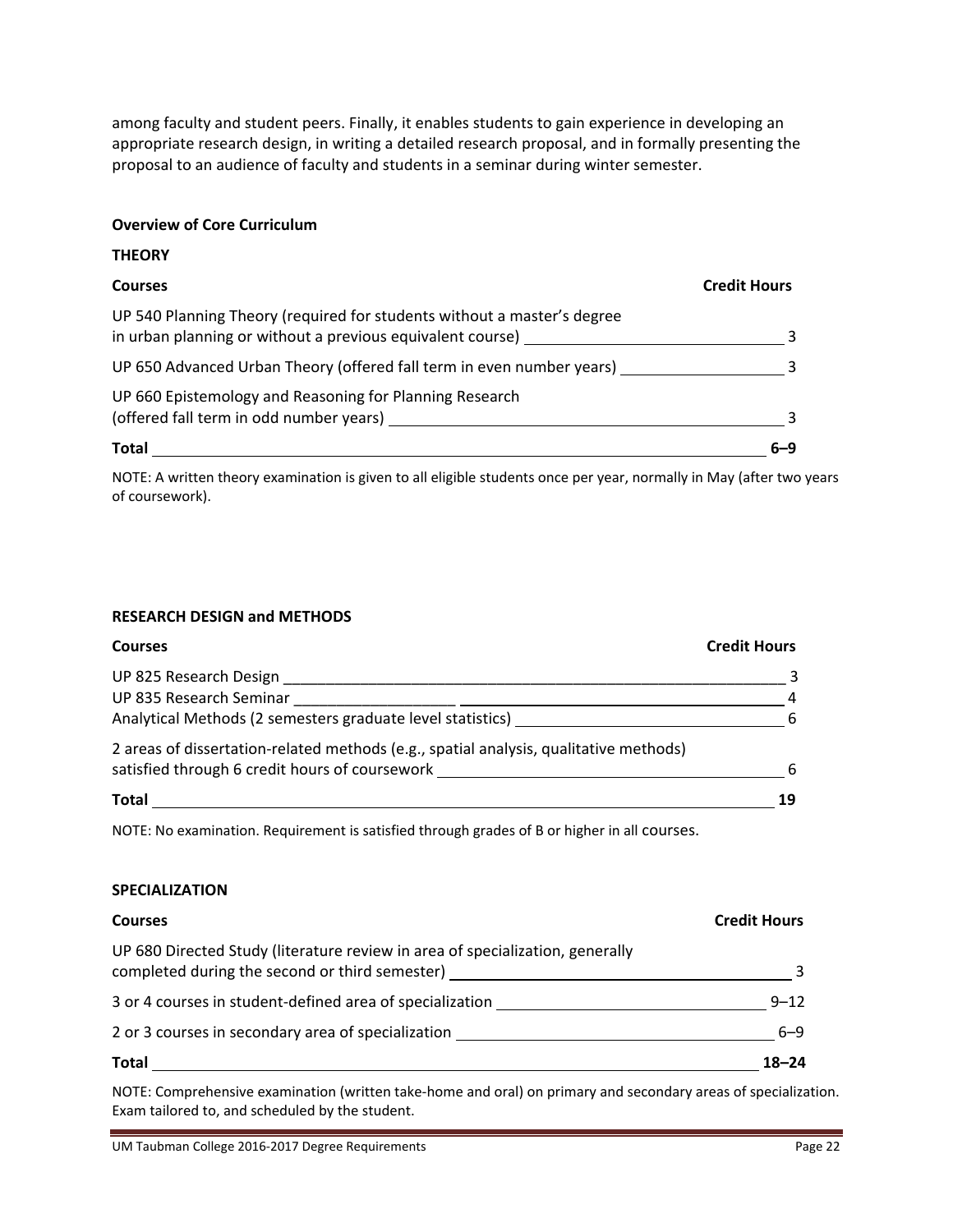among faculty and student peers. Finally, it enables students to gain experience in developing an appropriate research design, in writing a detailed research proposal, and in formally presenting the proposal to an audience of faculty and students in a seminar during winter semester.

**Overview of Core Curriculum**

**THEORY**

| Courses | Credit Hours |
|---|---|
| UP 540 Planning Theory (required for students without a master's degree in urban planning or without a previous equivalent course) | 3 |
| UP 650 Advanced Urban Theory (offered fall term in even number years) | 3 |
| UP 660 Epistemology and Reasoning for Planning Research (offered fall term in odd number years) | 3 |
| **Total** | **6–9** |

NOTE: A written theory examination is given to all eligible students once per year, normally in May (after two years of coursework).

**RESEARCH DESIGN and METHODS**

| Courses | Credit Hours |
|---|---|
| UP 825 Research Design | 3 |
| UP 835 Research Seminar | 4 |
| Analytical Methods (2 semesters graduate level statistics) | 6 |
| 2 areas of dissertation-related methods (e.g., spatial analysis, qualitative methods) satisfied through 6 credit hours of coursework | 6 |
| **Total** | **19** |

NOTE: No examination. Requirement is satisfied through grades of B or higher in all courses.

**SPECIALIZATION**

| Courses | Credit Hours |
|---|---|
| UP 680 Directed Study (literature review in area of specialization, generally completed during the second or third semester) | 3 |
| 3 or 4 courses in student-defined area of specialization | 9–12 |
| 2 or 3 courses in secondary area of specialization | 6–9 |
| **Total** | **18–24** |

NOTE: Comprehensive examination (written take-home and oral) on primary and secondary areas of specialization. Exam tailored to, and scheduled by the student.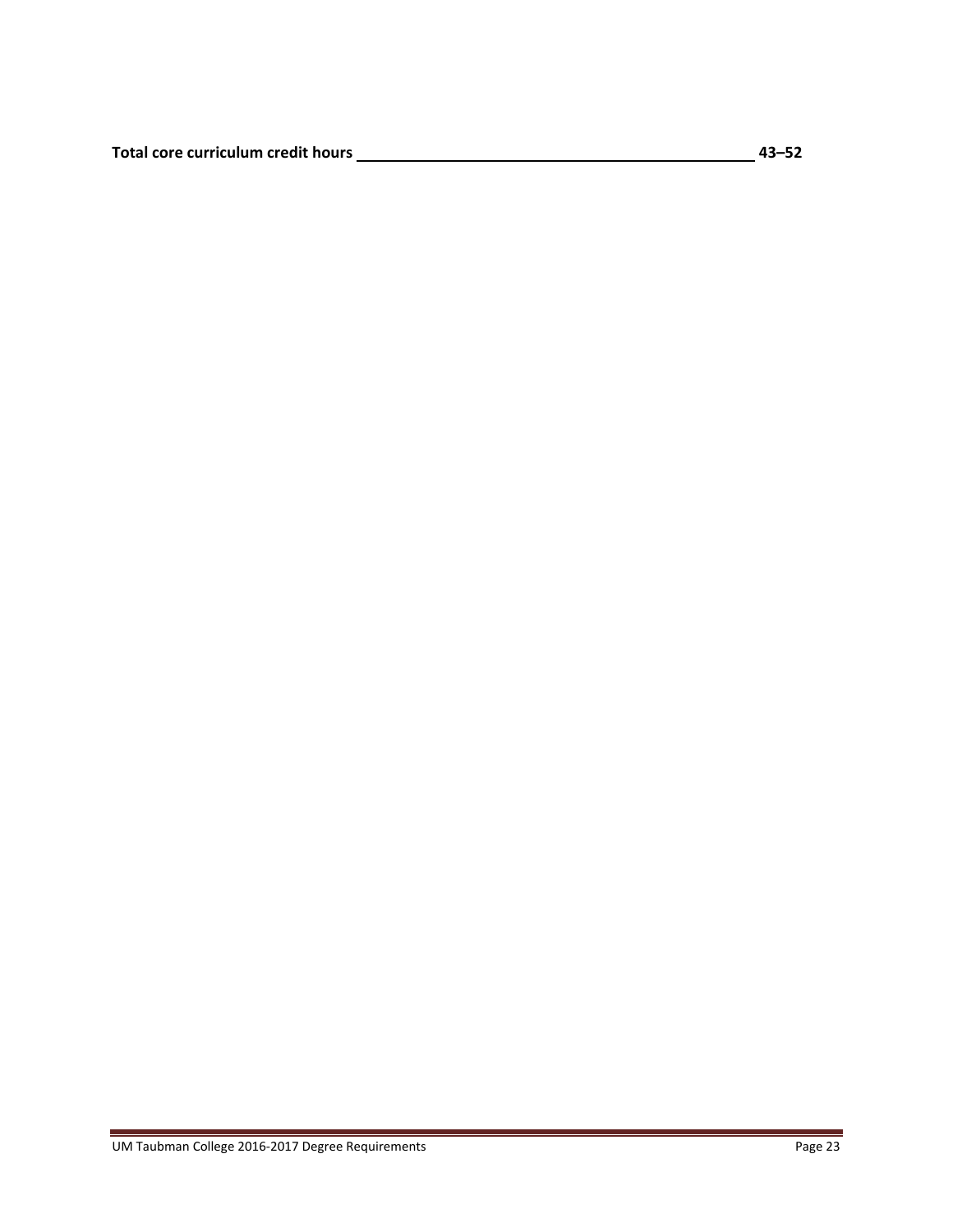**Total core curriculum credit hours** \_\_\_\_\_\_\_\_\_\_\_\_\_\_\_\_\_\_\_\_\_\_\_\_\_\_\_\_\_\_\_\_\_\_\_\_\_\_\_\_\_\_ **43–52**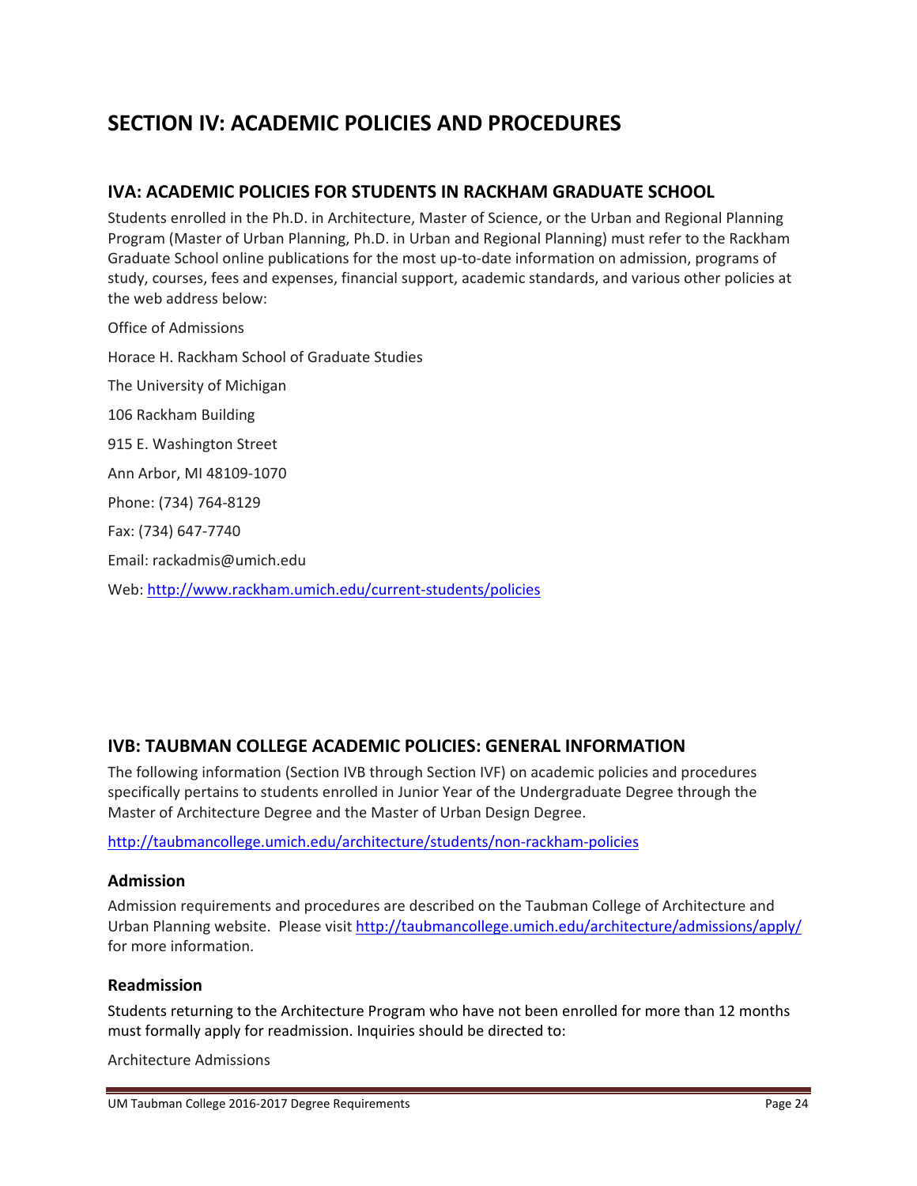# SECTION IV: ACADEMIC POLICIES AND PROCEDURES

## IVA: ACADEMIC POLICIES FOR STUDENTS IN RACKHAM GRADUATE SCHOOL

Students enrolled in the Ph.D. in Architecture, Master of Science, or the Urban and Regional Planning Program (Master of Urban Planning, Ph.D. in Urban and Regional Planning) must refer to the Rackham Graduate School online publications for the most up-to-date information on admission, programs of study, courses, fees and expenses, financial support, academic standards, and various other policies at the web address below:

Office of Admissions

Horace H. Rackham School of Graduate Studies

The University of Michigan

106 Rackham Building

915 E. Washington Street

Ann Arbor, MI 48109-1070

Phone: (734) 764-8129

Fax: (734) 647-7740

Email: rackadmis@umich.edu

Web: http://www.rackham.umich.edu/current-students/policies

## IVB: TAUBMAN COLLEGE ACADEMIC POLICIES: GENERAL INFORMATION

The following information (Section IVB through Section IVF) on academic policies and procedures specifically pertains to students enrolled in Junior Year of the Undergraduate Degree through the Master of Architecture Degree and the Master of Urban Design Degree.

http://taubmancollege.umich.edu/architecture/students/non-rackham-policies

### Admission

Admission requirements and procedures are described on the Taubman College of Architecture and Urban Planning website. Please visit http://taubmancollege.umich.edu/architecture/admissions/apply/ for more information.

### Readmission

Students returning to the Architecture Program who have not been enrolled for more than 12 months must formally apply for readmission. Inquiries should be directed to:

Architecture Admissions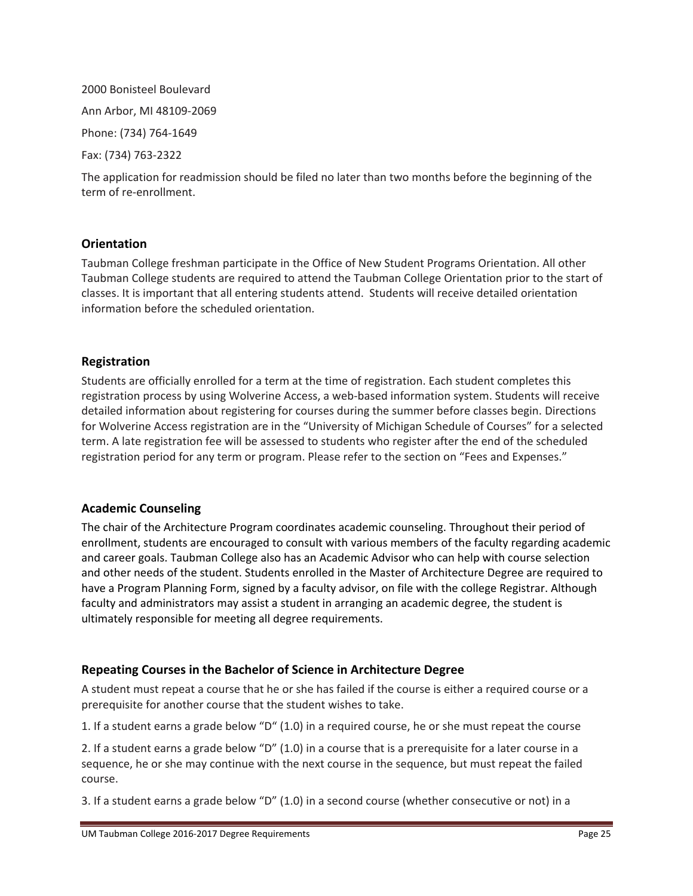2000 Bonisteel Boulevard

Ann Arbor, MI 48109-2069

Phone: (734) 764-1649

Fax: (734) 763-2322

The application for readmission should be filed no later than two months before the beginning of the term of re-enrollment.

### Orientation

Taubman College freshman participate in the Office of New Student Programs Orientation. All other Taubman College students are required to attend the Taubman College Orientation prior to the start of classes. It is important that all entering students attend. Students will receive detailed orientation information before the scheduled orientation.

### Registration

Students are officially enrolled for a term at the time of registration. Each student completes this registration process by using Wolverine Access, a web-based information system. Students will receive detailed information about registering for courses during the summer before classes begin. Directions for Wolverine Access registration are in the "University of Michigan Schedule of Courses" for a selected term. A late registration fee will be assessed to students who register after the end of the scheduled registration period for any term or program. Please refer to the section on "Fees and Expenses."

### Academic Counseling

The chair of the Architecture Program coordinates academic counseling. Throughout their period of enrollment, students are encouraged to consult with various members of the faculty regarding academic and career goals. Taubman College also has an Academic Advisor who can help with course selection and other needs of the student. Students enrolled in the Master of Architecture Degree are required to have a Program Planning Form, signed by a faculty advisor, on file with the college Registrar. Although faculty and administrators may assist a student in arranging an academic degree, the student is ultimately responsible for meeting all degree requirements.

### Repeating Courses in the Bachelor of Science in Architecture Degree

A student must repeat a course that he or she has failed if the course is either a required course or a prerequisite for another course that the student wishes to take.

1. If a student earns a grade below "D" (1.0) in a required course, he or she must repeat the course

2. If a student earns a grade below "D" (1.0) in a course that is a prerequisite for a later course in a sequence, he or she may continue with the next course in the sequence, but must repeat the failed course.

3. If a student earns a grade below "D" (1.0) in a second course (whether consecutive or not) in a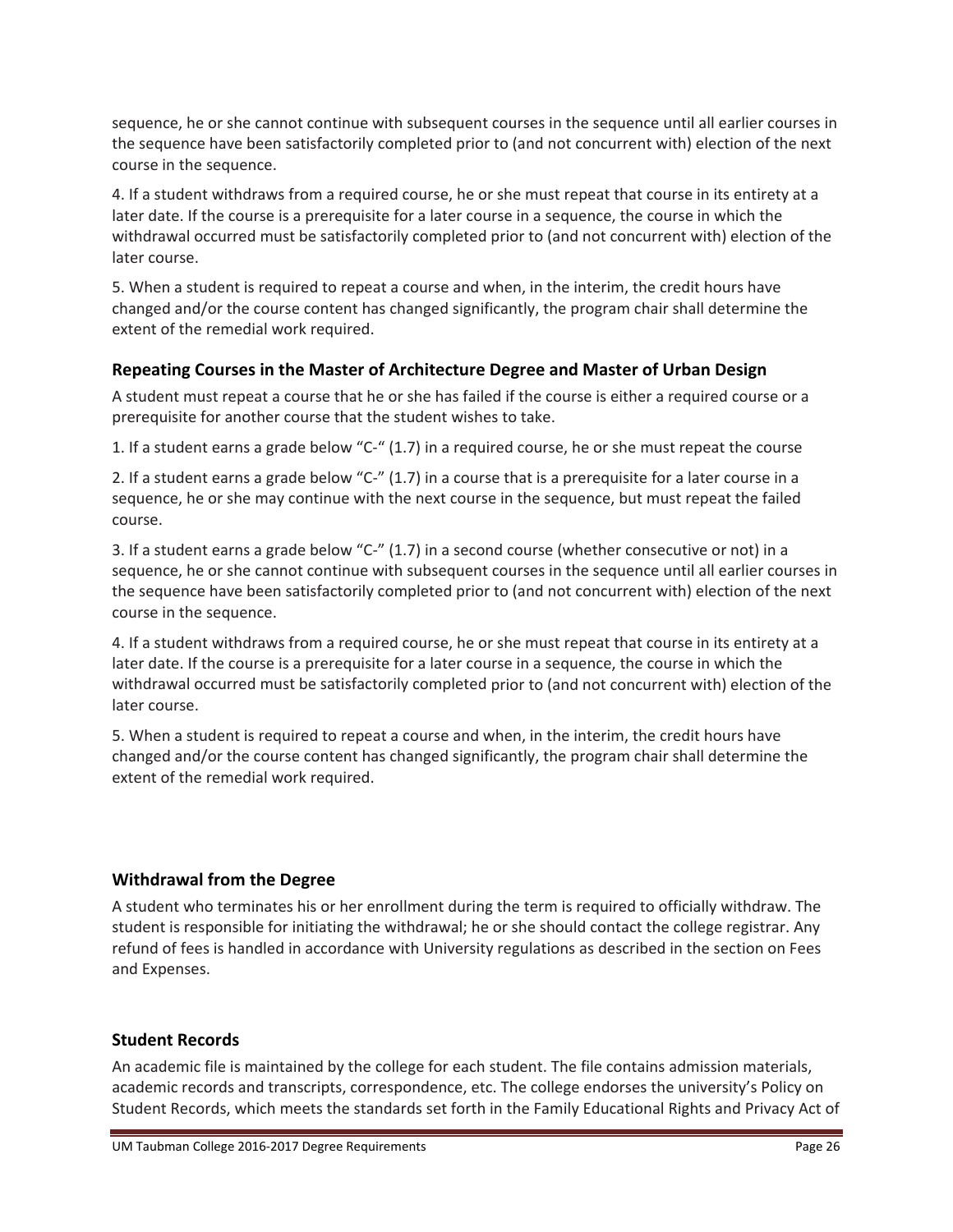sequence, he or she cannot continue with subsequent courses in the sequence until all earlier courses in the sequence have been satisfactorily completed prior to (and not concurrent with) election of the next course in the sequence.

4. If a student withdraws from a required course, he or she must repeat that course in its entirety at a later date. If the course is a prerequisite for a later course in a sequence, the course in which the withdrawal occurred must be satisfactorily completed prior to (and not concurrent with) election of the later course.

5. When a student is required to repeat a course and when, in the interim, the credit hours have changed and/or the course content has changed significantly, the program chair shall determine the extent of the remedial work required.

### Repeating Courses in the Master of Architecture Degree and Master of Urban Design

A student must repeat a course that he or she has failed if the course is either a required course or a prerequisite for another course that the student wishes to take.

1. If a student earns a grade below "C-" (1.7) in a required course, he or she must repeat the course

2. If a student earns a grade below "C-" (1.7) in a course that is a prerequisite for a later course in a sequence, he or she may continue with the next course in the sequence, but must repeat the failed course.

3. If a student earns a grade below "C-" (1.7) in a second course (whether consecutive or not) in a sequence, he or she cannot continue with subsequent courses in the sequence until all earlier courses in the sequence have been satisfactorily completed prior to (and not concurrent with) election of the next course in the sequence.

4. If a student withdraws from a required course, he or she must repeat that course in its entirety at a later date. If the course is a prerequisite for a later course in a sequence, the course in which the withdrawal occurred must be satisfactorily completed prior to (and not concurrent with) election of the later course.

5. When a student is required to repeat a course and when, in the interim, the credit hours have changed and/or the course content has changed significantly, the program chair shall determine the extent of the remedial work required.

### Withdrawal from the Degree

A student who terminates his or her enrollment during the term is required to officially withdraw. The student is responsible for initiating the withdrawal; he or she should contact the college registrar. Any refund of fees is handled in accordance with University regulations as described in the section on Fees and Expenses.

### Student Records

An academic file is maintained by the college for each student. The file contains admission materials, academic records and transcripts, correspondence, etc. The college endorses the university's Policy on Student Records, which meets the standards set forth in the Family Educational Rights and Privacy Act of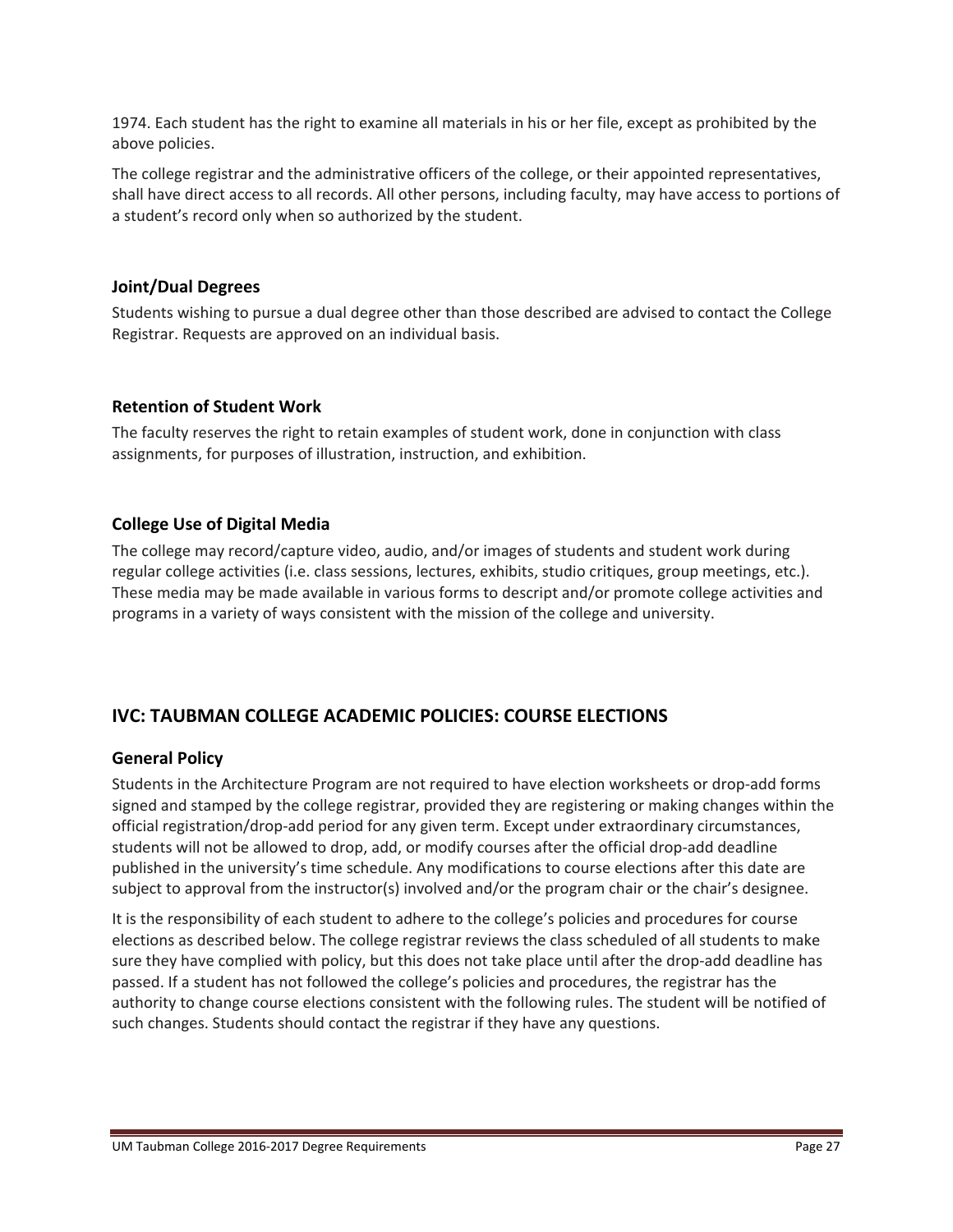1974. Each student has the right to examine all materials in his or her file, except as prohibited by the above policies.

The college registrar and the administrative officers of the college, or their appointed representatives, shall have direct access to all records. All other persons, including faculty, may have access to portions of a student's record only when so authorized by the student.

### Joint/Dual Degrees

Students wishing to pursue a dual degree other than those described are advised to contact the College Registrar. Requests are approved on an individual basis.

### Retention of Student Work

The faculty reserves the right to retain examples of student work, done in conjunction with class assignments, for purposes of illustration, instruction, and exhibition.

### College Use of Digital Media

The college may record/capture video, audio, and/or images of students and student work during regular college activities (i.e. class sessions, lectures, exhibits, studio critiques, group meetings, etc.). These media may be made available in various forms to descript and/or promote college activities and programs in a variety of ways consistent with the mission of the college and university.

## IVC: TAUBMAN COLLEGE ACADEMIC POLICIES: COURSE ELECTIONS

### General Policy

Students in the Architecture Program are not required to have election worksheets or drop-add forms signed and stamped by the college registrar, provided they are registering or making changes within the official registration/drop-add period for any given term. Except under extraordinary circumstances, students will not be allowed to drop, add, or modify courses after the official drop-add deadline published in the university's time schedule. Any modifications to course elections after this date are subject to approval from the instructor(s) involved and/or the program chair or the chair's designee.

It is the responsibility of each student to adhere to the college's policies and procedures for course elections as described below. The college registrar reviews the class scheduled of all students to make sure they have complied with policy, but this does not take place until after the drop-add deadline has passed. If a student has not followed the college's policies and procedures, the registrar has the authority to change course elections consistent with the following rules. The student will be notified of such changes. Students should contact the registrar if they have any questions.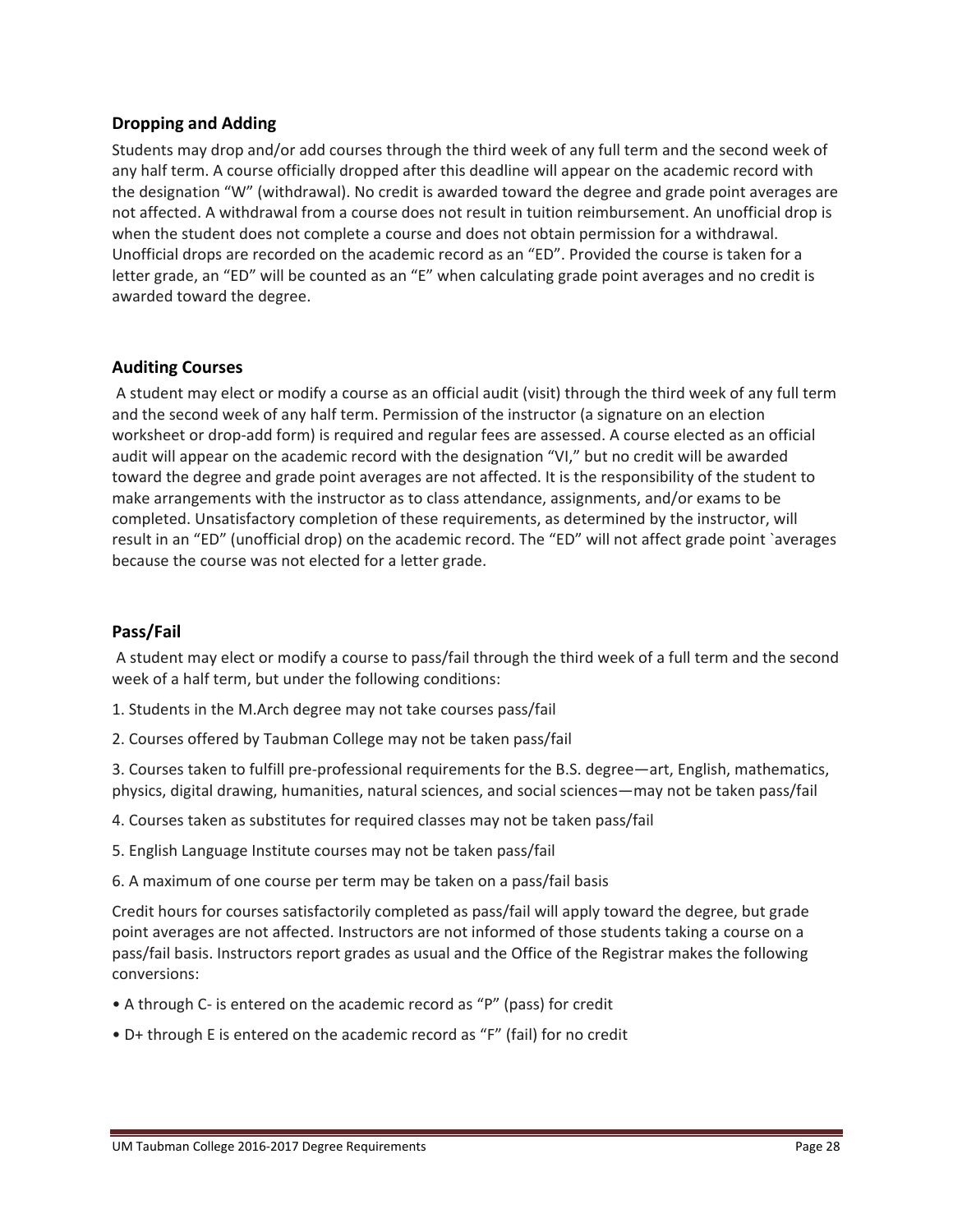## Dropping and Adding

Students may drop and/or add courses through the third week of any full term and the second week of any half term. A course officially dropped after this deadline will appear on the academic record with the designation “W” (withdrawal). No credit is awarded toward the degree and grade point averages are not affected. A withdrawal from a course does not result in tuition reimbursement. An unofficial drop is when the student does not complete a course and does not obtain permission for a withdrawal. Unofficial drops are recorded on the academic record as an “ED”. Provided the course is taken for a letter grade, an “ED” will be counted as an “E” when calculating grade point averages and no credit is awarded toward the degree.

## Auditing Courses

A student may elect or modify a course as an official audit (visit) through the third week of any full term and the second week of any half term. Permission of the instructor (a signature on an election worksheet or drop-add form) is required and regular fees are assessed. A course elected as an official audit will appear on the academic record with the designation “VI,” but no credit will be awarded toward the degree and grade point averages are not affected. It is the responsibility of the student to make arrangements with the instructor as to class attendance, assignments, and/or exams to be completed. Unsatisfactory completion of these requirements, as determined by the instructor, will result in an “ED” (unofficial drop) on the academic record. The “ED” will not affect grade point `averages because the course was not elected for a letter grade.

## Pass/Fail

A student may elect or modify a course to pass/fail through the third week of a full term and the second week of a half term, but under the following conditions:

1. Students in the M.Arch degree may not take courses pass/fail
2. Courses offered by Taubman College may not be taken pass/fail
3. Courses taken to fulfill pre-professional requirements for the B.S. degree—art, English, mathematics, physics, digital drawing, humanities, natural sciences, and social sciences—may not be taken pass/fail
4. Courses taken as substitutes for required classes may not be taken pass/fail
5. English Language Institute courses may not be taken pass/fail
6. A maximum of one course per term may be taken on a pass/fail basis

Credit hours for courses satisfactorily completed as pass/fail will apply toward the degree, but grade point averages are not affected. Instructors are not informed of those students taking a course on a pass/fail basis. Instructors report grades as usual and the Office of the Registrar makes the following conversions:

- A through C- is entered on the academic record as “P” (pass) for credit
- D+ through E is entered on the academic record as “F” (fail) for no credit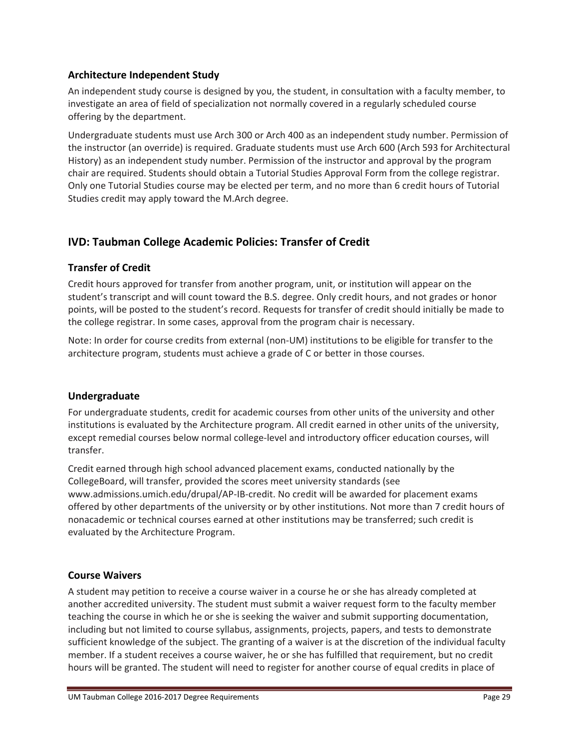### Architecture Independent Study

An independent study course is designed by you, the student, in consultation with a faculty member, to investigate an area of field of specialization not normally covered in a regularly scheduled course offering by the department.

Undergraduate students must use Arch 300 or Arch 400 as an independent study number. Permission of the instructor (an override) is required. Graduate students must use Arch 600 (Arch 593 for Architectural History) as an independent study number. Permission of the instructor and approval by the program chair are required. Students should obtain a Tutorial Studies Approval Form from the college registrar. Only one Tutorial Studies course may be elected per term, and no more than 6 credit hours of Tutorial Studies credit may apply toward the M.Arch degree.

## IVD: Taubman College Academic Policies: Transfer of Credit

### Transfer of Credit

Credit hours approved for transfer from another program, unit, or institution will appear on the student's transcript and will count toward the B.S. degree. Only credit hours, and not grades or honor points, will be posted to the student's record. Requests for transfer of credit should initially be made to the college registrar. In some cases, approval from the program chair is necessary.

Note: In order for course credits from external (non-UM) institutions to be eligible for transfer to the architecture program, students must achieve a grade of C or better in those courses.

### Undergraduate

For undergraduate students, credit for academic courses from other units of the university and other institutions is evaluated by the Architecture program. All credit earned in other units of the university, except remedial courses below normal college-level and introductory officer education courses, will transfer.

Credit earned through high school advanced placement exams, conducted nationally by the CollegeBoard, will transfer, provided the scores meet university standards (see www.admissions.umich.edu/drupal/AP-IB-credit. No credit will be awarded for placement exams offered by other departments of the university or by other institutions. Not more than 7 credit hours of nonacademic or technical courses earned at other institutions may be transferred; such credit is evaluated by the Architecture Program.

### Course Waivers

A student may petition to receive a course waiver in a course he or she has already completed at another accredited university. The student must submit a waiver request form to the faculty member teaching the course in which he or she is seeking the waiver and submit supporting documentation, including but not limited to course syllabus, assignments, projects, papers, and tests to demonstrate sufficient knowledge of the subject. The granting of a waiver is at the discretion of the individual faculty member. If a student receives a course waiver, he or she has fulfilled that requirement, but no credit hours will be granted. The student will need to register for another course of equal credits in place of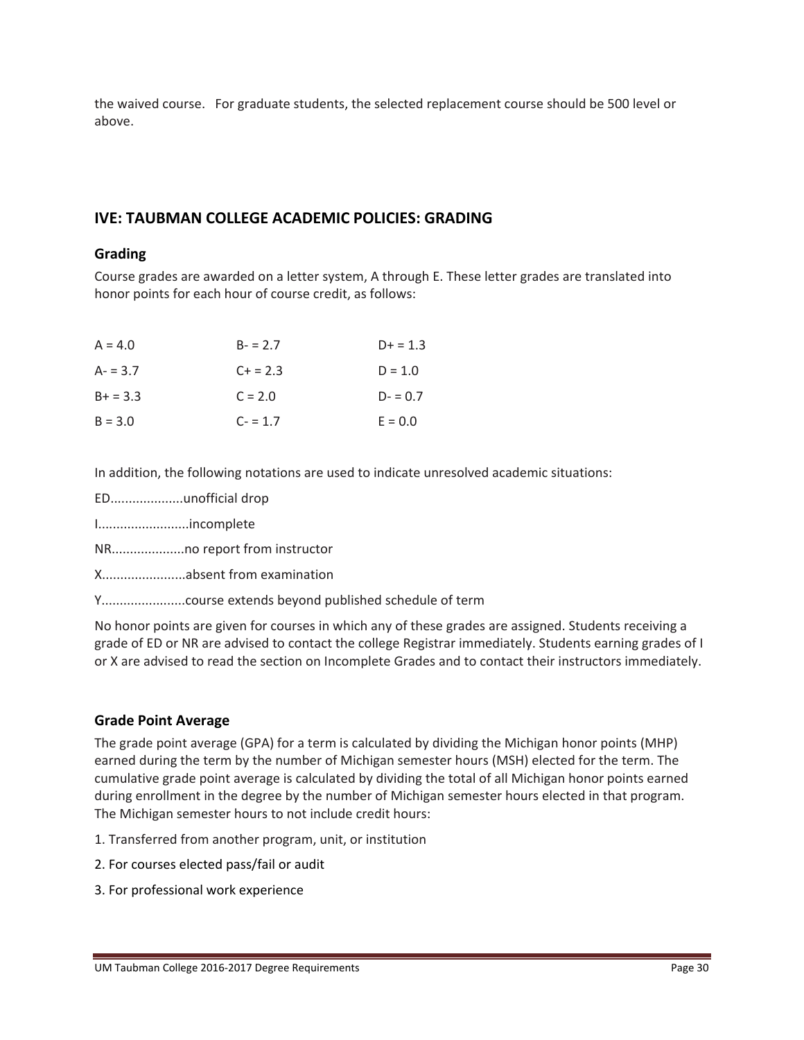the waived course. For graduate students, the selected replacement course should be 500 level or above.

## IVE: TAUBMAN COLLEGE ACADEMIC POLICIES: GRADING

### Grading

Course grades are awarded on a letter system, A through E. These letter grades are translated into honor points for each hour of course credit, as follows:

| | | |
|---|---|---|
| A = 4.0 | B- = 2.7 | D+ = 1.3 |
| A- = 3.7 | C+ = 2.3 | D = 1.0 |
| B+ = 3.3 | C = 2.0 | D- = 0.7 |
| B = 3.0 | C- = 1.7 | E = 0.0 |

In addition, the following notations are used to indicate unresolved academic situations:

ED....................unofficial drop

I.........................incomplete

NR....................no report from instructor

X.......................absent from examination

Y.......................course extends beyond published schedule of term

No honor points are given for courses in which any of these grades are assigned. Students receiving a grade of ED or NR are advised to contact the college Registrar immediately. Students earning grades of I or X are advised to read the section on Incomplete Grades and to contact their instructors immediately.

### Grade Point Average

The grade point average (GPA) for a term is calculated by dividing the Michigan honor points (MHP) earned during the term by the number of Michigan semester hours (MSH) elected for the term. The cumulative grade point average is calculated by dividing the total of all Michigan honor points earned during enrollment in the degree by the number of Michigan semester hours elected in that program. The Michigan semester hours to not include credit hours:

1. Transferred from another program, unit, or institution
2. For courses elected pass/fail or audit
3. For professional work experience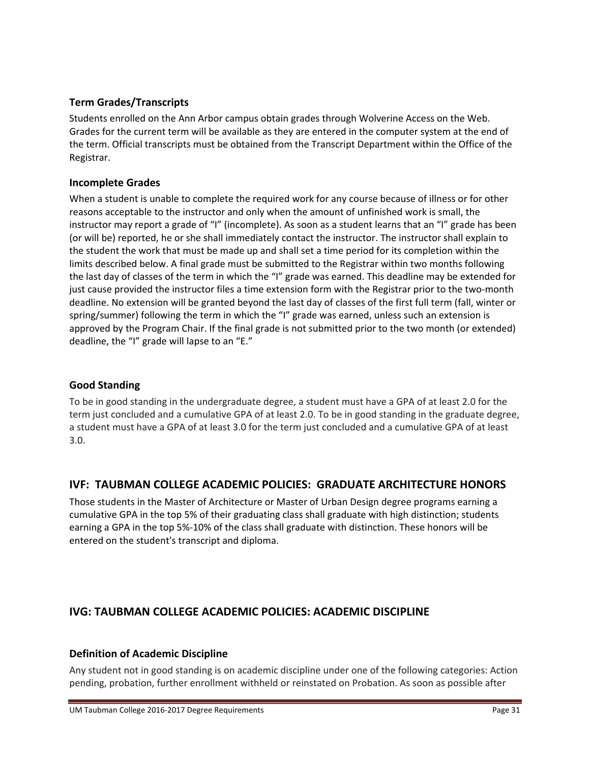### Term Grades/Transcripts

Students enrolled on the Ann Arbor campus obtain grades through Wolverine Access on the Web. Grades for the current term will be available as they are entered in the computer system at the end of the term. Official transcripts must be obtained from the Transcript Department within the Office of the Registrar.

### Incomplete Grades

When a student is unable to complete the required work for any course because of illness or for other reasons acceptable to the instructor and only when the amount of unfinished work is small, the instructor may report a grade of "I" (incomplete). As soon as a student learns that an "I" grade has been (or will be) reported, he or she shall immediately contact the instructor. The instructor shall explain to the student the work that must be made up and shall set a time period for its completion within the limits described below. A final grade must be submitted to the Registrar within two months following the last day of classes of the term in which the "I" grade was earned. This deadline may be extended for just cause provided the instructor files a time extension form with the Registrar prior to the two-month deadline. No extension will be granted beyond the last day of classes of the first full term (fall, winter or spring/summer) following the term in which the "I" grade was earned, unless such an extension is approved by the Program Chair. If the final grade is not submitted prior to the two month (or extended) deadline, the "I" grade will lapse to an "E."

### Good Standing

To be in good standing in the undergraduate degree, a student must have a GPA of at least 2.0 for the term just concluded and a cumulative GPA of at least 2.0. To be in good standing in the graduate degree, a student must have a GPA of at least 3.0 for the term just concluded and a cumulative GPA of at least 3.0.

## IVF: TAUBMAN COLLEGE ACADEMIC POLICIES: GRADUATE ARCHITECTURE HONORS

Those students in the Master of Architecture or Master of Urban Design degree programs earning a cumulative GPA in the top 5% of their graduating class shall graduate with high distinction; students earning a GPA in the top 5%-10% of the class shall graduate with distinction. These honors will be entered on the student's transcript and diploma.

## IVG: TAUBMAN COLLEGE ACADEMIC POLICIES: ACADEMIC DISCIPLINE

### Definition of Academic Discipline

Any student not in good standing is on academic discipline under one of the following categories: Action pending, probation, further enrollment withheld or reinstated on Probation. As soon as possible after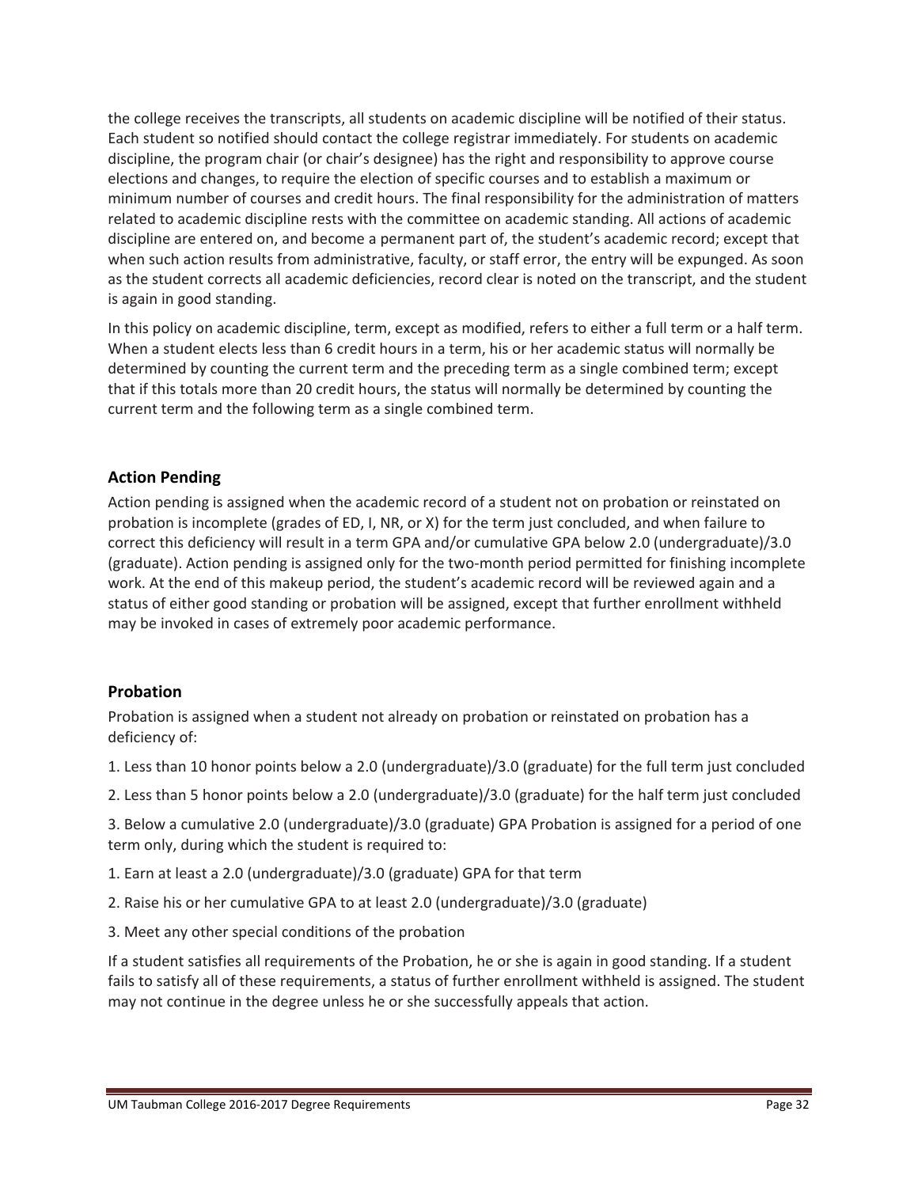the college receives the transcripts, all students on academic discipline will be notified of their status. Each student so notified should contact the college registrar immediately. For students on academic discipline, the program chair (or chair's designee) has the right and responsibility to approve course elections and changes, to require the election of specific courses and to establish a maximum or minimum number of courses and credit hours. The final responsibility for the administration of matters related to academic discipline rests with the committee on academic standing. All actions of academic discipline are entered on, and become a permanent part of, the student's academic record; except that when such action results from administrative, faculty, or staff error, the entry will be expunged. As soon as the student corrects all academic deficiencies, record clear is noted on the transcript, and the student is again in good standing.

In this policy on academic discipline, term, except as modified, refers to either a full term or a half term. When a student elects less than 6 credit hours in a term, his or her academic status will normally be determined by counting the current term and the preceding term as a single combined term; except that if this totals more than 20 credit hours, the status will normally be determined by counting the current term and the following term as a single combined term.

## Action Pending

Action pending is assigned when the academic record of a student not on probation or reinstated on probation is incomplete (grades of ED, I, NR, or X) for the term just concluded, and when failure to correct this deficiency will result in a term GPA and/or cumulative GPA below 2.0 (undergraduate)/3.0 (graduate). Action pending is assigned only for the two-month period permitted for finishing incomplete work. At the end of this makeup period, the student's academic record will be reviewed again and a status of either good standing or probation will be assigned, except that further enrollment withheld may be invoked in cases of extremely poor academic performance.

## Probation

Probation is assigned when a student not already on probation or reinstated on probation has a deficiency of:

1. Less than 10 honor points below a 2.0 (undergraduate)/3.0 (graduate) for the full term just concluded

2. Less than 5 honor points below a 2.0 (undergraduate)/3.0 (graduate) for the half term just concluded

3. Below a cumulative 2.0 (undergraduate)/3.0 (graduate) GPA Probation is assigned for a period of one term only, during which the student is required to:

1. Earn at least a 2.0 (undergraduate)/3.0 (graduate) GPA for that term

2. Raise his or her cumulative GPA to at least 2.0 (undergraduate)/3.0 (graduate)

3. Meet any other special conditions of the probation

If a student satisfies all requirements of the Probation, he or she is again in good standing. If a student fails to satisfy all of these requirements, a status of further enrollment withheld is assigned. The student may not continue in the degree unless he or she successfully appeals that action.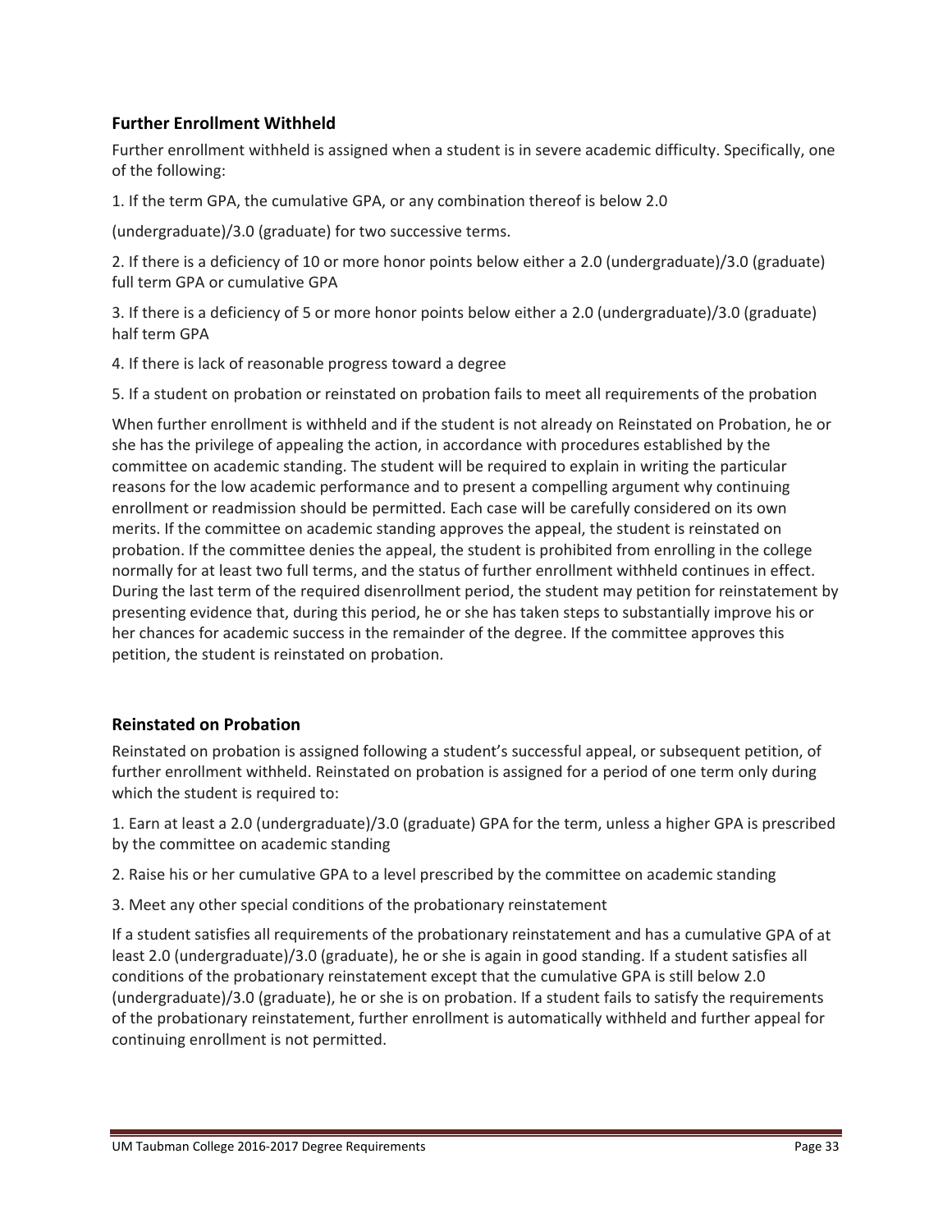## Further Enrollment Withheld

Further enrollment withheld is assigned when a student is in severe academic difficulty. Specifically, one of the following:

1. If the term GPA, the cumulative GPA, or any combination thereof is below 2.0 (undergraduate)/3.0 (graduate) for two successive terms.

2. If there is a deficiency of 10 or more honor points below either a 2.0 (undergraduate)/3.0 (graduate) full term GPA or cumulative GPA

3. If there is a deficiency of 5 or more honor points below either a 2.0 (undergraduate)/3.0 (graduate) half term GPA

4. If there is lack of reasonable progress toward a degree

5. If a student on probation or reinstated on probation fails to meet all requirements of the probation

When further enrollment is withheld and if the student is not already on Reinstated on Probation, he or she has the privilege of appealing the action, in accordance with procedures established by the committee on academic standing. The student will be required to explain in writing the particular reasons for the low academic performance and to present a compelling argument why continuing enrollment or readmission should be permitted. Each case will be carefully considered on its own merits. If the committee on academic standing approves the appeal, the student is reinstated on probation. If the committee denies the appeal, the student is prohibited from enrolling in the college normally for at least two full terms, and the status of further enrollment withheld continues in effect. During the last term of the required disenrollment period, the student may petition for reinstatement by presenting evidence that, during this period, he or she has taken steps to substantially improve his or her chances for academic success in the remainder of the degree. If the committee approves this petition, the student is reinstated on probation.

## Reinstated on Probation

Reinstated on probation is assigned following a student's successful appeal, or subsequent petition, of further enrollment withheld. Reinstated on probation is assigned for a period of one term only during which the student is required to:

1. Earn at least a 2.0 (undergraduate)/3.0 (graduate) GPA for the term, unless a higher GPA is prescribed by the committee on academic standing

2. Raise his or her cumulative GPA to a level prescribed by the committee on academic standing

3. Meet any other special conditions of the probationary reinstatement

If a student satisfies all requirements of the probationary reinstatement and has a cumulative GPA of at least 2.0 (undergraduate)/3.0 (graduate), he or she is again in good standing. If a student satisfies all conditions of the probationary reinstatement except that the cumulative GPA is still below 2.0 (undergraduate)/3.0 (graduate), he or she is on probation. If a student fails to satisfy the requirements of the probationary reinstatement, further enrollment is automatically withheld and further appeal for continuing enrollment is not permitted.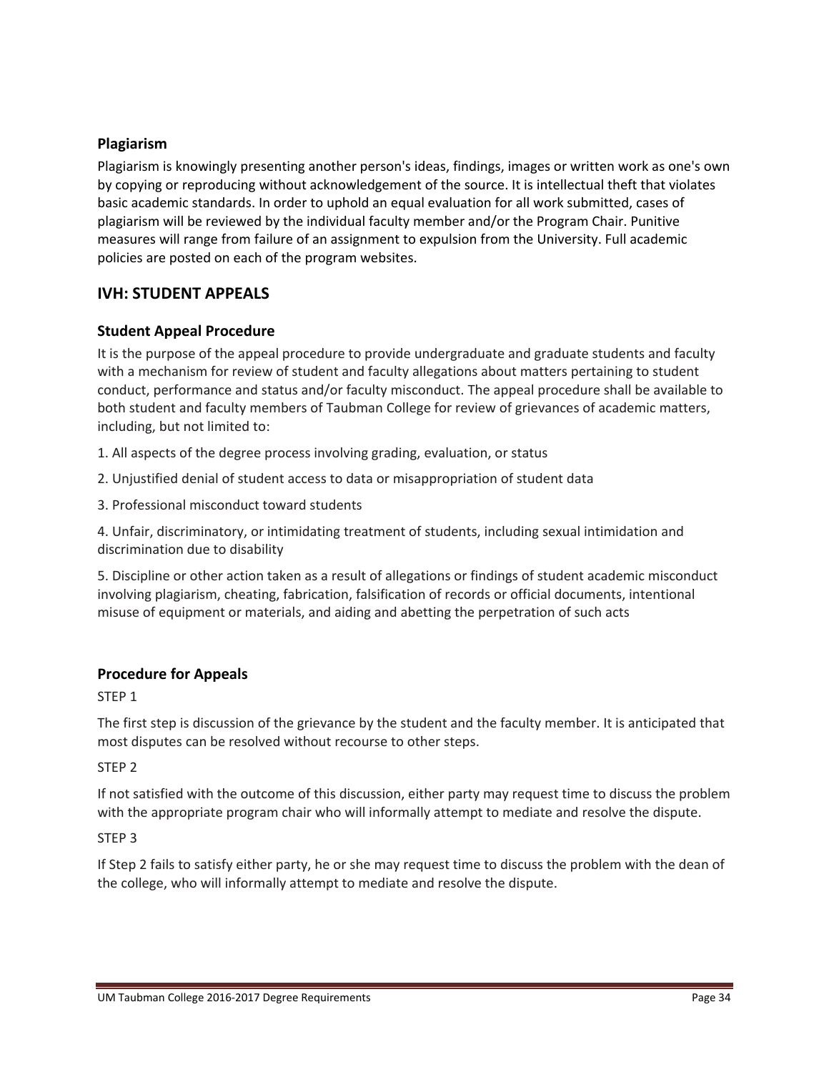### Plagiarism

Plagiarism is knowingly presenting another person's ideas, findings, images or written work as one's own by copying or reproducing without acknowledgement of the source. It is intellectual theft that violates basic academic standards. In order to uphold an equal evaluation for all work submitted, cases of plagiarism will be reviewed by the individual faculty member and/or the Program Chair. Punitive measures will range from failure of an assignment to expulsion from the University. Full academic policies are posted on each of the program websites.

## IVH: STUDENT APPEALS

### Student Appeal Procedure

It is the purpose of the appeal procedure to provide undergraduate and graduate students and faculty with a mechanism for review of student and faculty allegations about matters pertaining to student conduct, performance and status and/or faculty misconduct. The appeal procedure shall be available to both student and faculty members of Taubman College for review of grievances of academic matters, including, but not limited to:

1. All aspects of the degree process involving grading, evaluation, or status

2. Unjustified denial of student access to data or misappropriation of student data

3. Professional misconduct toward students

4. Unfair, discriminatory, or intimidating treatment of students, including sexual intimidation and discrimination due to disability

5. Discipline or other action taken as a result of allegations or findings of student academic misconduct involving plagiarism, cheating, fabrication, falsification of records or official documents, intentional misuse of equipment or materials, and aiding and abetting the perpetration of such acts

### Procedure for Appeals

STEP 1

The first step is discussion of the grievance by the student and the faculty member. It is anticipated that most disputes can be resolved without recourse to other steps.

STEP 2

If not satisfied with the outcome of this discussion, either party may request time to discuss the problem with the appropriate program chair who will informally attempt to mediate and resolve the dispute.

STEP 3

If Step 2 fails to satisfy either party, he or she may request time to discuss the problem with the dean of the college, who will informally attempt to mediate and resolve the dispute.